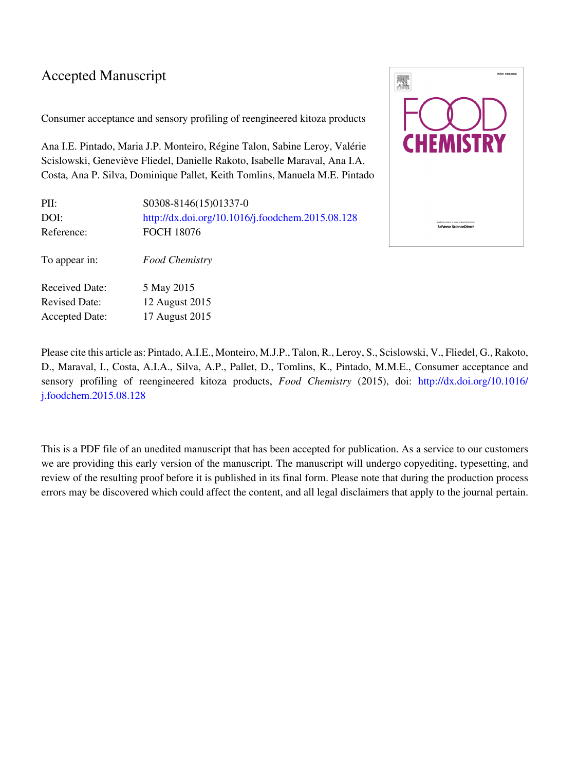# Accepted Manuscript

Consumer acceptance and sensory profiling of reengineered kitoza products

Ana I.E. Pintado, Maria J.P. Monteiro, Régine Talon, Sabine Leroy, Valérie Scislowski, Geneviève Fliedel, Danielle Rakoto, Isabelle Maraval, Ana I.A. Costa, Ana P. Silva, Dominique Pallet, Keith Tomlins, Manuela M.E. Pintado

| | |
|---|---|
| PII: | S0308-8146(15)01337-0 |
| DOI: | http://dx.doi.org/10.1016/j.foodchem.2015.08.128 |
| Reference: | FOCH 18076 |
| To appear in: | *Food Chemistry* |
| Received Date: | 5 May 2015 |
| Revised Date: | 12 August 2015 |
| Accepted Date: | 17 August 2015 |

Please cite this article as: Pintado, A.I.E., Monteiro, M.J.P., Talon, R., Leroy, S., Scislowski, V., Fliedel, G., Rakoto, D., Maraval, I., Costa, A.I.A., Silva, A.P., Pallet, D., Tomlins, K., Pintado, M.M.E., Consumer acceptance and sensory profiling of reengineered kitoza products, *Food Chemistry* (2015), doi: http://dx.doi.org/10.1016/j.foodchem.2015.08.128

This is a PDF file of an unedited manuscript that has been accepted for publication. As a service to our customers we are providing this early version of the manuscript. The manuscript will undergo copyediting, typesetting, and review of the resulting proof before it is published in its final form. Please note that during the production process errors may be discovered which could affect the content, and all legal disclaimers that apply to the journal pertain.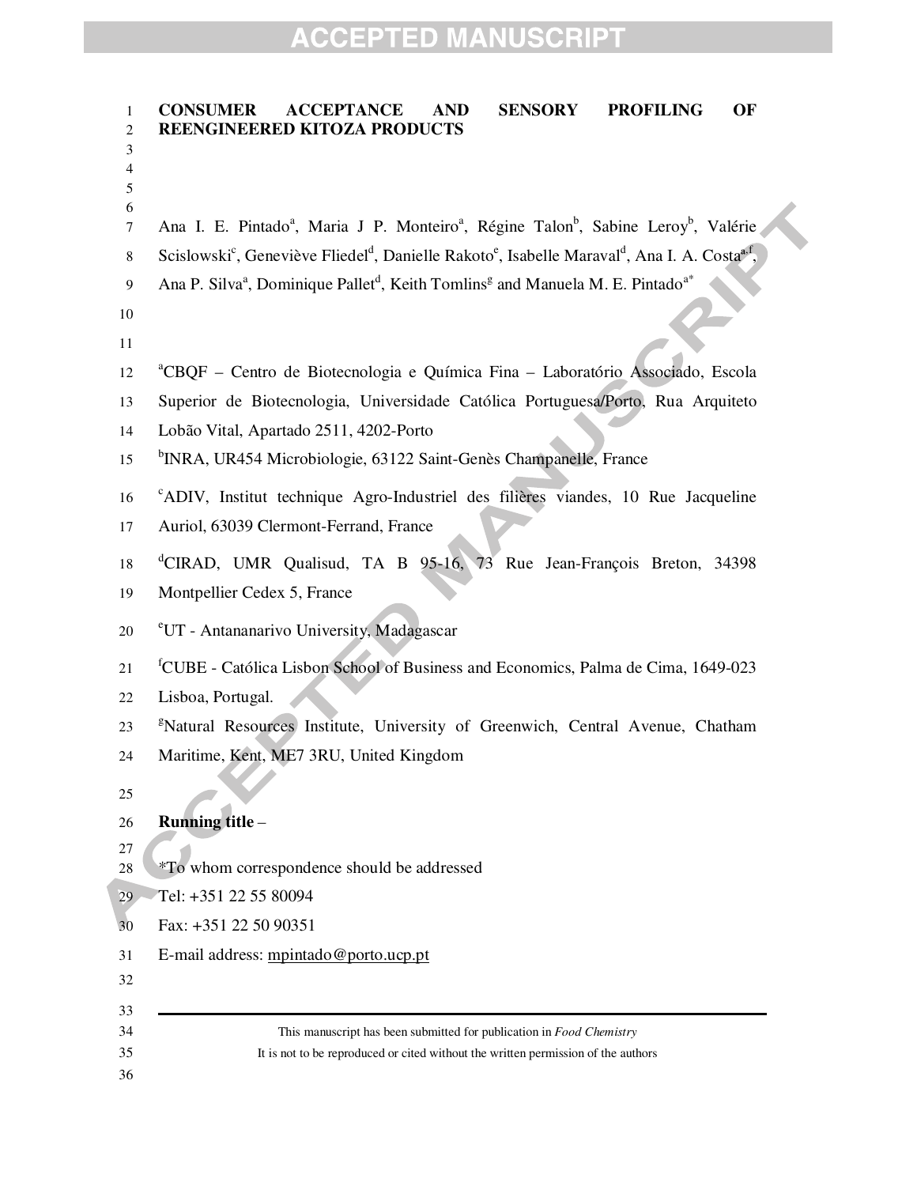# CONSUMER ACCEPTANCE AND SENSORY PROFILING OF REENGINEERED KITOZA PRODUCTS

Ana I. E. Pintado[a], Maria J P. Monteiro[a], Régine Talon[b], Sabine Leroy[b], Valérie Scislowski[c], Geneviève Fliedel[d], Danielle Rakoto[e], Isabelle Maraval[d], Ana I. A. Costa[a,f], Ana P. Silva[a], Dominique Pallet[d], Keith Tomlins[g] and Manuela M. E. Pintado[a*]

[a]CBQF – Centro de Biotecnologia e Química Fina – Laboratório Associado, Escola Superior de Biotecnologia, Universidade Católica Portuguesa/Porto, Rua Arquiteto Lobão Vital, Apartado 2511, 4202-Porto

[b]INRA, UR454 Microbiologie, 63122 Saint-Genès Champanelle, France

[c]ADIV, Institut technique Agro-Industriel des filières viandes, 10 Rue Jacqueline Auriol, 63039 Clermont-Ferrand, France

[d]CIRAD, UMR Qualisud, TA B 95-16, 73 Rue Jean-François Breton, 34398 Montpellier Cedex 5, France

[e]UT - Antananarivo University, Madagascar

[f]CUBE - Católica Lisbon School of Business and Economics, Palma de Cima, 1649-023 Lisboa, Portugal.

[g]Natural Resources Institute, University of Greenwich, Central Avenue, Chatham Maritime, Kent, ME7 3RU, United Kingdom

**Running title** –

*To whom correspondence should be addressed

Tel: +351 22 55 80094

Fax: +351 22 50 90351

E-mail address: mpintado@porto.ucp.pt

---

This manuscript has been submitted for publication in *Food Chemistry*

It is not to be reproduced or cited without the written permission of the authors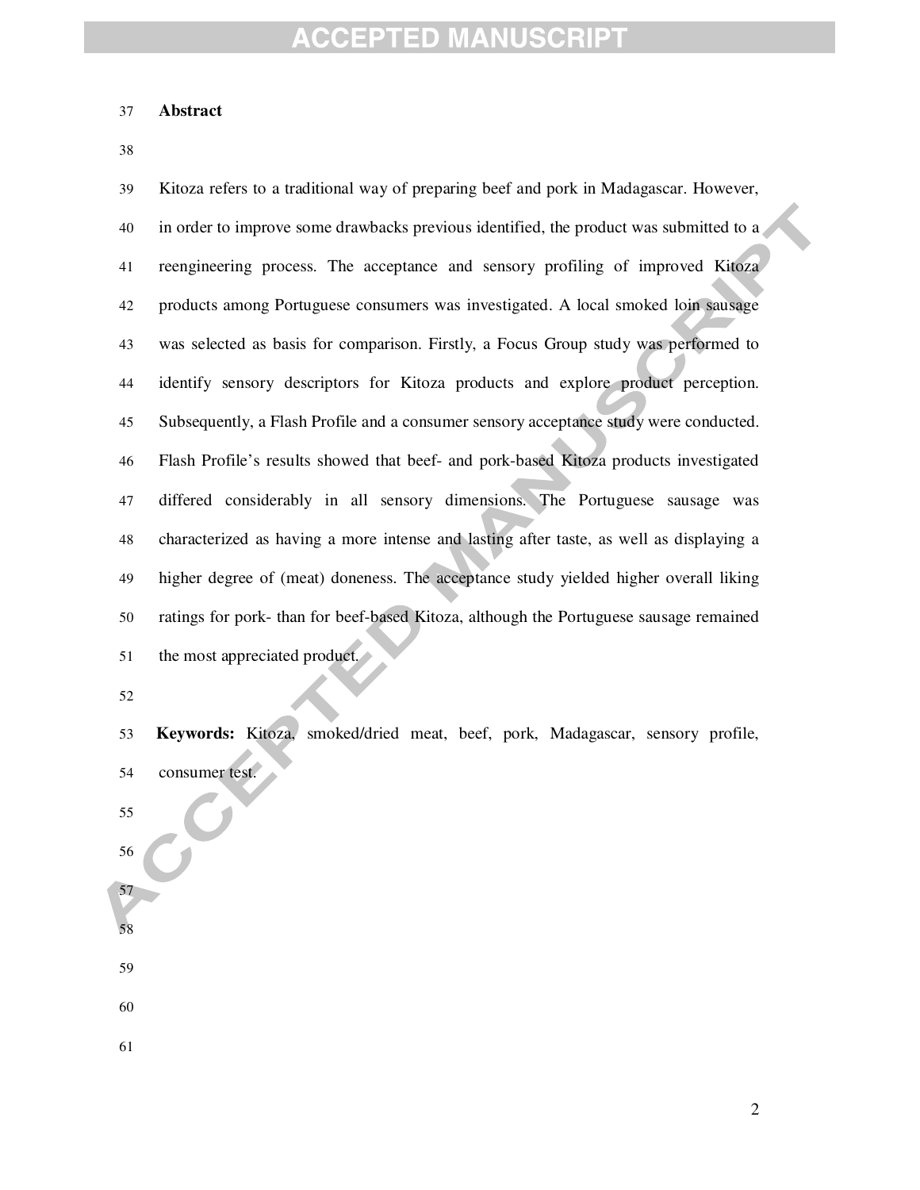## Abstract

Kitoza refers to a traditional way of preparing beef and pork in Madagascar. However, in order to improve some drawbacks previous identified, the product was submitted to a reengineering process. The acceptance and sensory profiling of improved Kitoza products among Portuguese consumers was investigated. A local smoked loin sausage was selected as basis for comparison. Firstly, a Focus Group study was performed to identify sensory descriptors for Kitoza products and explore product perception. Subsequently, a Flash Profile and a consumer sensory acceptance study were conducted. Flash Profile's results showed that beef- and pork-based Kitoza products investigated differed considerably in all sensory dimensions. The Portuguese sausage was characterized as having a more intense and lasting after taste, as well as displaying a higher degree of (meat) doneness. The acceptance study yielded higher overall liking ratings for pork- than for beef-based Kitoza, although the Portuguese sausage remained the most appreciated product.

**Keywords:** Kitoza, smoked/dried meat, beef, pork, Madagascar, sensory profile, consumer test.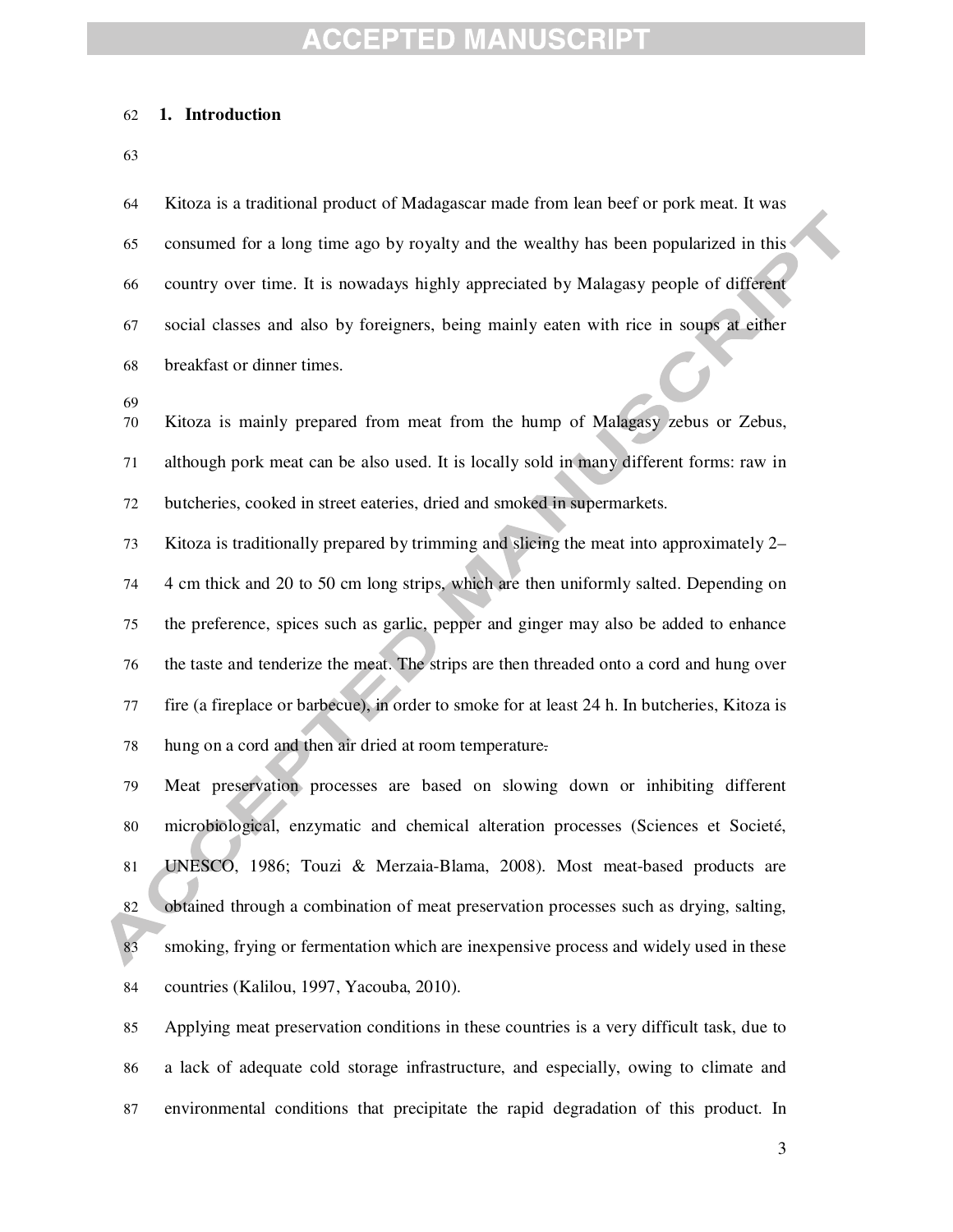# 1. Introduction

Kitoza is a traditional product of Madagascar made from lean beef or pork meat. It was consumed for a long time ago by royalty and the wealthy has been popularized in this country over time. It is nowadays highly appreciated by Malagasy people of different social classes and also by foreigners, being mainly eaten with rice in soups at either breakfast or dinner times.

Kitoza is mainly prepared from meat from the hump of Malagasy zebus or Zebus, although pork meat can be also used. It is locally sold in many different forms: raw in butcheries, cooked in street eateries, dried and smoked in supermarkets.

Kitoza is traditionally prepared by trimming and slicing the meat into approximately 2–4 cm thick and 20 to 50 cm long strips, which are then uniformly salted. Depending on the preference, spices such as garlic, pepper and ginger may also be added to enhance the taste and tenderize the meat. The strips are then threaded onto a cord and hung over fire (a fireplace or barbecue), in order to smoke for at least 24 h. In butcheries, Kitoza is hung on a cord and then air dried at room temperature.

Meat preservation processes are based on slowing down or inhibiting different microbiological, enzymatic and chemical alteration processes (Sciences et Societé, UNESCO, 1986; Touzi & Merzaia-Blama, 2008). Most meat-based products are obtained through a combination of meat preservation processes such as drying, salting, smoking, frying or fermentation which are inexpensive process and widely used in these countries (Kalilou, 1997, Yacouba, 2010).

Applying meat preservation conditions in these countries is a very difficult task, due to a lack of adequate cold storage infrastructure, and especially, owing to climate and environmental conditions that precipitate the rapid degradation of this product. In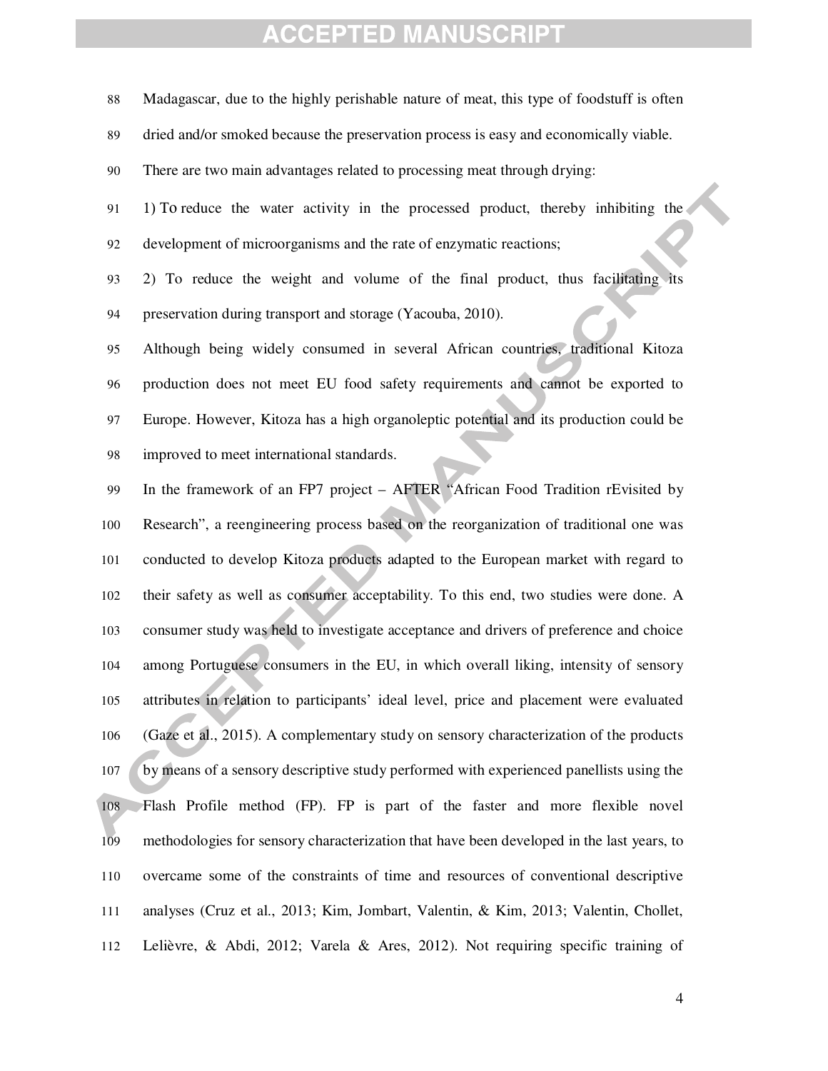Madagascar, due to the highly perishable nature of meat, this type of foodstuff is often dried and/or smoked because the preservation process is easy and economically viable.

There are two main advantages related to processing meat through drying:

1) To reduce the water activity in the processed product, thereby inhibiting the development of microorganisms and the rate of enzymatic reactions;

2) To reduce the weight and volume of the final product, thus facilitating its preservation during transport and storage (Yacouba, 2010).

Although being widely consumed in several African countries, traditional Kitoza production does not meet EU food safety requirements and cannot be exported to Europe. However, Kitoza has a high organoleptic potential and its production could be improved to meet international standards.

In the framework of an FP7 project – AFTER "African Food Tradition rEvisited by Research", a reengineering process based on the reorganization of traditional one was conducted to develop Kitoza products adapted to the European market with regard to their safety as well as consumer acceptability. To this end, two studies were done. A consumer study was held to investigate acceptance and drivers of preference and choice among Portuguese consumers in the EU, in which overall liking, intensity of sensory attributes in relation to participants' ideal level, price and placement were evaluated (Gaze et al., 2015). A complementary study on sensory characterization of the products by means of a sensory descriptive study performed with experienced panellists using the Flash Profile method (FP). FP is part of the faster and more flexible novel methodologies for sensory characterization that have been developed in the last years, to overcame some of the constraints of time and resources of conventional descriptive analyses (Cruz et al., 2013; Kim, Jombart, Valentin, & Kim, 2013; Valentin, Chollet, Lelièvre, & Abdi, 2012; Varela & Ares, 2012). Not requiring specific training of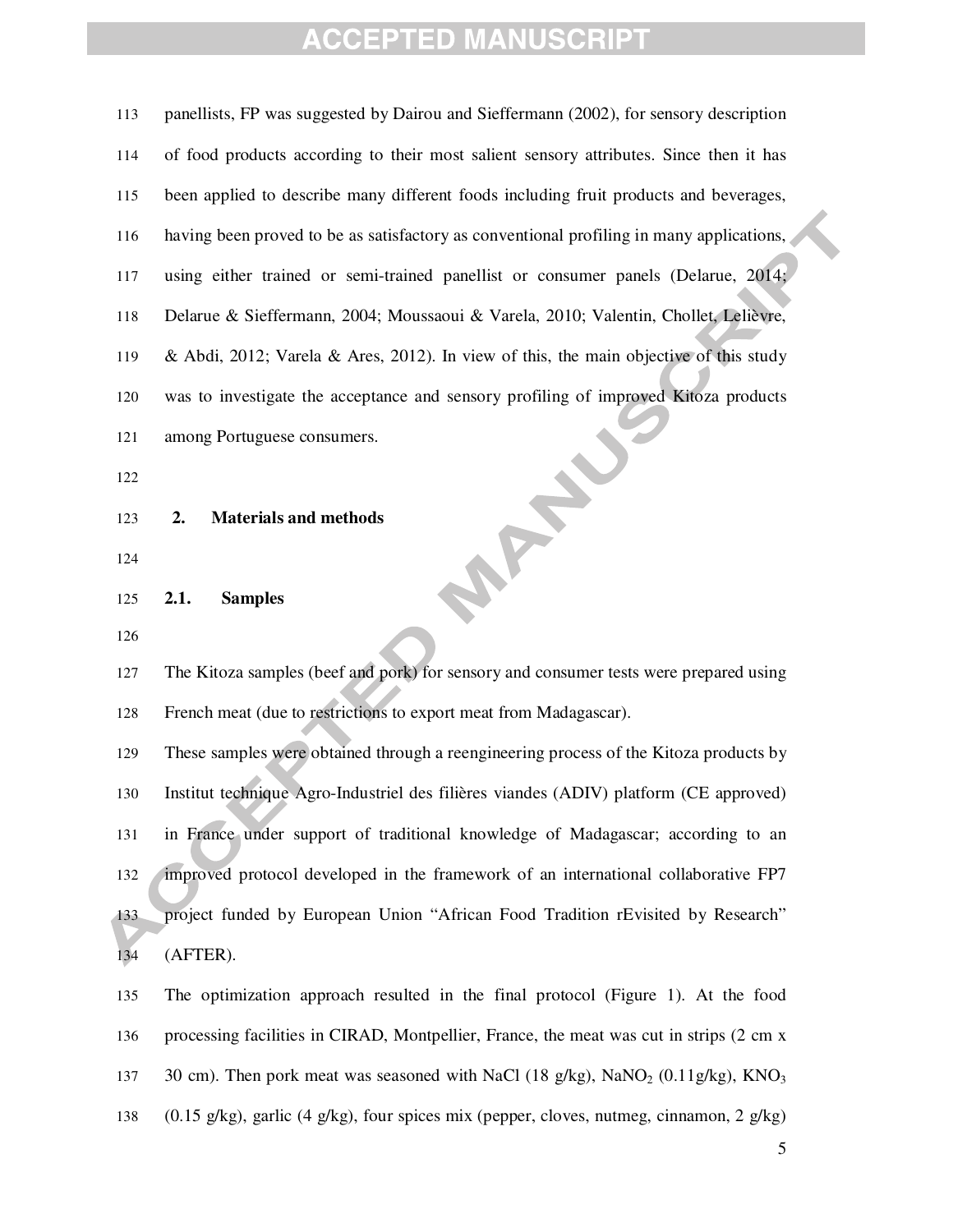panellists, FP was suggested by Dairou and Sieffermann (2002), for sensory description of food products according to their most salient sensory attributes. Since then it has been applied to describe many different foods including fruit products and beverages, having been proved to be as satisfactory as conventional profiling in many applications, using either trained or semi-trained panellist or consumer panels (Delarue, 2014; Delarue & Sieffermann, 2004; Moussaoui & Varela, 2010; Valentin, Chollet, Lelièvre, & Abdi, 2012; Varela & Ares, 2012). In view of this, the main objective of this study was to investigate the acceptance and sensory profiling of improved Kitoza products among Portuguese consumers.

## 2. Materials and methods

### 2.1. Samples

The Kitoza samples (beef and pork) for sensory and consumer tests were prepared using French meat (due to restrictions to export meat from Madagascar).

These samples were obtained through a reengineering process of the Kitoza products by Institut technique Agro-Industriel des filières viandes (ADIV) platform (CE approved) in France under support of traditional knowledge of Madagascar; according to an improved protocol developed in the framework of an international collaborative FP7 project funded by European Union "African Food Tradition rEvisited by Research" (AFTER).

The optimization approach resulted in the final protocol (Figure 1). At the food processing facilities in CIRAD, Montpellier, France, the meat was cut in strips (2 cm x 30 cm). Then pork meat was seasoned with NaCl (18 g/kg), $NaNO_2$ (0.11g/kg), $KNO_3$ (0.15 g/kg), garlic (4 g/kg), four spices mix (pepper, cloves, nutmeg, cinnamon, 2 g/kg)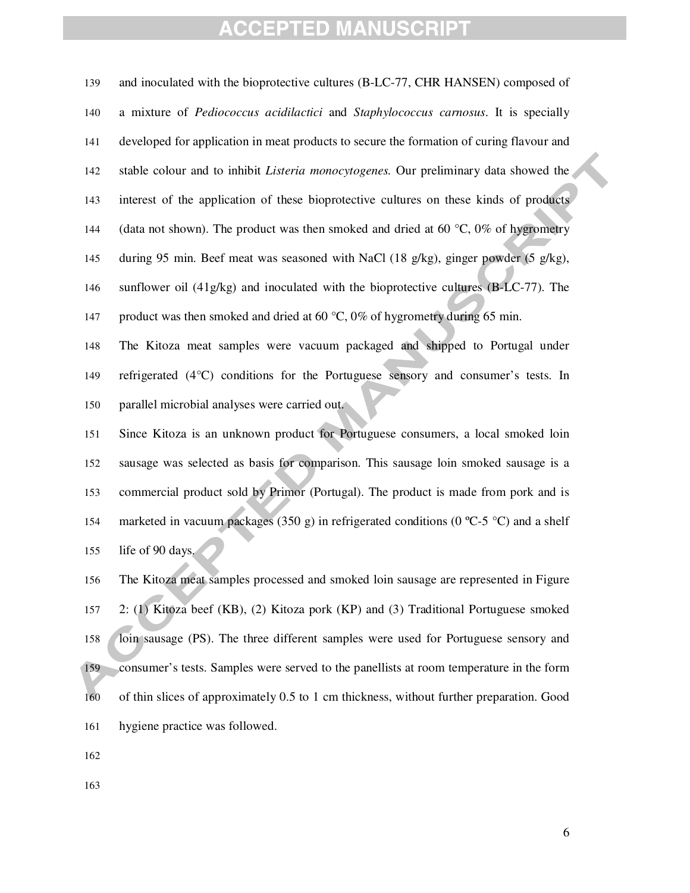and inoculated with the bioprotective cultures (B-LC-77, CHR HANSEN) composed of a mixture of *Pediococcus acidilactici* and *Staphylococcus carnosus*. It is specially developed for application in meat products to secure the formation of curing flavour and stable colour and to inhibit *Listeria monocytogenes.* Our preliminary data showed the interest of the application of these bioprotective cultures on these kinds of products (data not shown). The product was then smoked and dried at 60 °C, 0% of hygrometry during 95 min. Beef meat was seasoned with NaCl (18 g/kg), ginger powder (5 g/kg), sunflower oil (41g/kg) and inoculated with the bioprotective cultures (B-LC-77). The product was then smoked and dried at 60 °C, 0% of hygrometry during 65 min.

The Kitoza meat samples were vacuum packaged and shipped to Portugal under refrigerated (4°C) conditions for the Portuguese sensory and consumer's tests. In parallel microbial analyses were carried out.

Since Kitoza is an unknown product for Portuguese consumers, a local smoked loin sausage was selected as basis for comparison. This sausage loin smoked sausage is a commercial product sold by Primor (Portugal). The product is made from pork and is marketed in vacuum packages (350 g) in refrigerated conditions (0 ºC-5 °C) and a shelf life of 90 days.

The Kitoza meat samples processed and smoked loin sausage are represented in Figure 2: (1) Kitoza beef (KB), (2) Kitoza pork (KP) and (3) Traditional Portuguese smoked loin sausage (PS). The three different samples were used for Portuguese sensory and consumer's tests. Samples were served to the panellists at room temperature in the form of thin slices of approximately 0.5 to 1 cm thickness, without further preparation. Good hygiene practice was followed.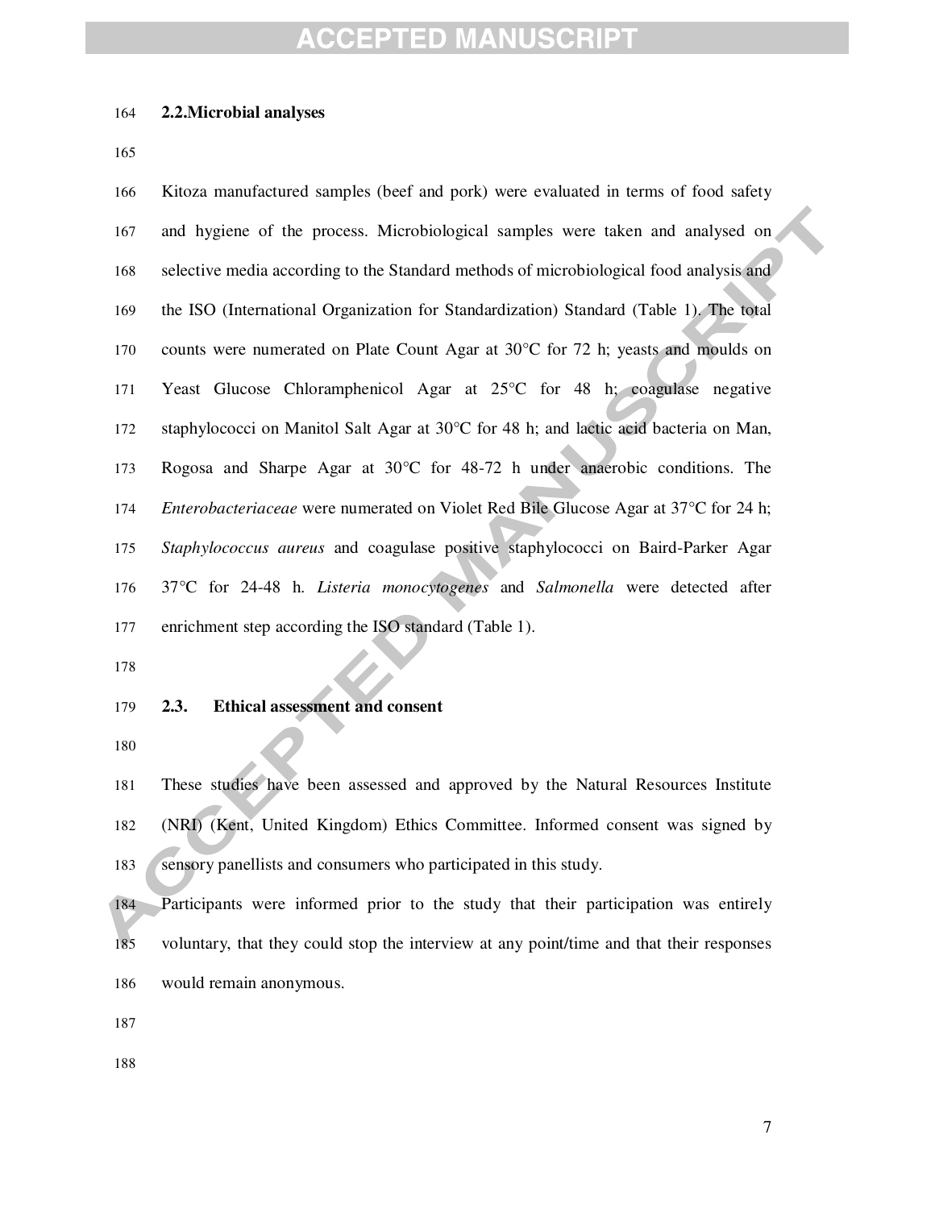## 2.2. Microbial analyses

Kitoza manufactured samples (beef and pork) were evaluated in terms of food safety and hygiene of the process. Microbiological samples were taken and analysed on selective media according to the Standard methods of microbiological food analysis and the ISO (International Organization for Standardization) Standard (Table 1). The total counts were numerated on Plate Count Agar at 30°C for 72 h; yeasts and moulds on Yeast Glucose Chloramphenicol Agar at 25°C for 48 h; coagulase negative staphylococci on Manitol Salt Agar at 30°C for 48 h; and lactic acid bacteria on Man, Rogosa and Sharpe Agar at 30°C for 48-72 h under anaerobic conditions. The *Enterobacteriaceae* were numerated on Violet Red Bile Glucose Agar at 37°C for 24 h; *Staphylococcus aureus* and coagulase positive staphylococci on Baird-Parker Agar 37°C for 24-48 h. *Listeria monocytogenes* and *Salmonella* were detected after enrichment step according the ISO standard (Table 1).

## 2.3. Ethical assessment and consent

These studies have been assessed and approved by the Natural Resources Institute (NRI) (Kent, United Kingdom) Ethics Committee. Informed consent was signed by sensory panellists and consumers who participated in this study.

Participants were informed prior to the study that their participation was entirely voluntary, that they could stop the interview at any point/time and that their responses would remain anonymous.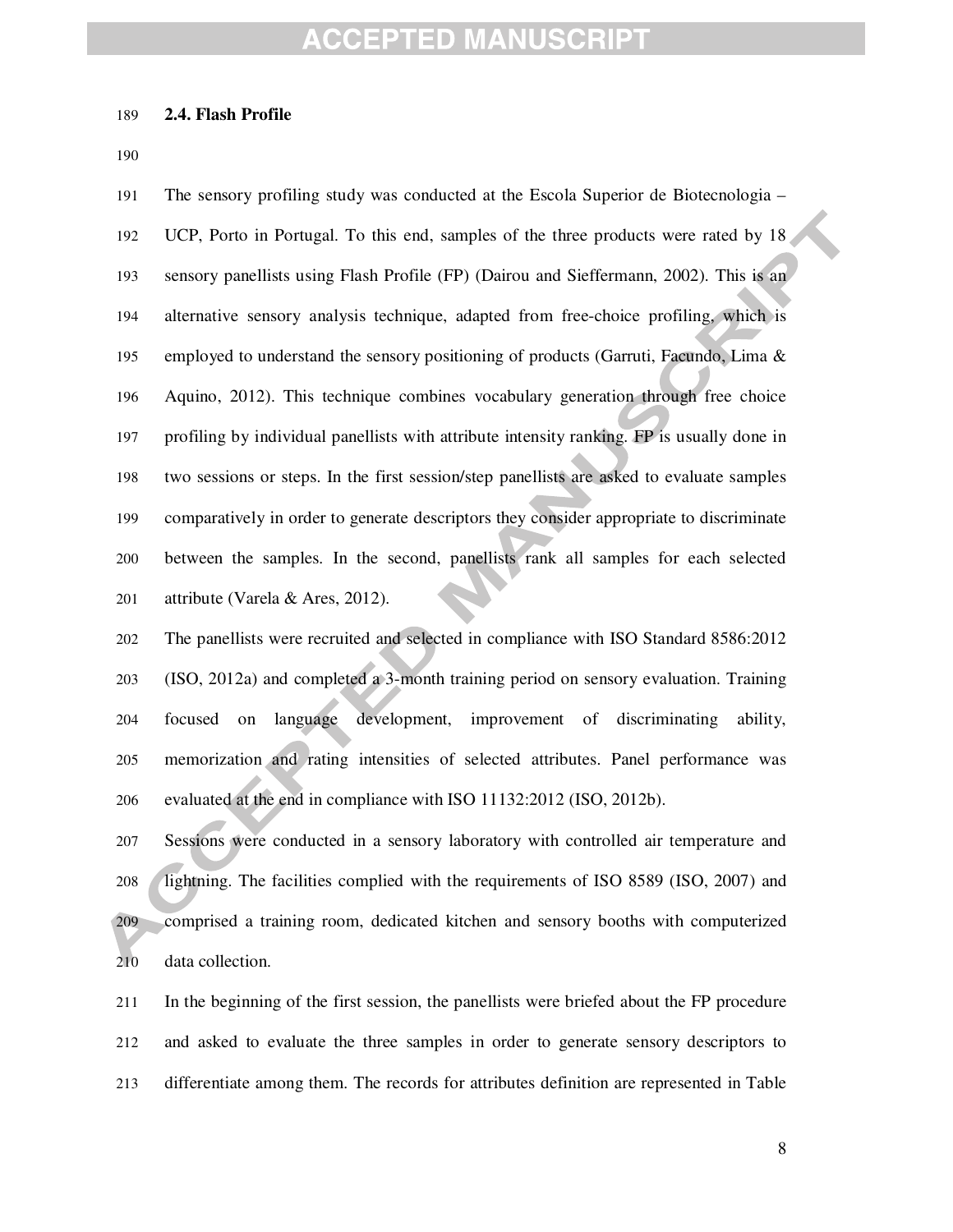### 2.4. Flash Profile

The sensory profiling study was conducted at the Escola Superior de Biotecnologia – UCP, Porto in Portugal. To this end, samples of the three products were rated by 18 sensory panellists using Flash Profile (FP) (Dairou and Sieffermann, 2002). This is an alternative sensory analysis technique, adapted from free-choice profiling, which is employed to understand the sensory positioning of products (Garruti, Facundo, Lima & Aquino, 2012). This technique combines vocabulary generation through free choice profiling by individual panellists with attribute intensity ranking. FP is usually done in two sessions or steps. In the first session/step panellists are asked to evaluate samples comparatively in order to generate descriptors they consider appropriate to discriminate between the samples. In the second, panellists rank all samples for each selected attribute (Varela & Ares, 2012).

The panellists were recruited and selected in compliance with ISO Standard 8586:2012 (ISO, 2012a) and completed a 3-month training period on sensory evaluation. Training focused on language development, improvement of discriminating ability, memorization and rating intensities of selected attributes. Panel performance was evaluated at the end in compliance with ISO 11132:2012 (ISO, 2012b).

Sessions were conducted in a sensory laboratory with controlled air temperature and lightning. The facilities complied with the requirements of ISO 8589 (ISO, 2007) and comprised a training room, dedicated kitchen and sensory booths with computerized data collection.

In the beginning of the first session, the panellists were briefed about the FP procedure and asked to evaluate the three samples in order to generate sensory descriptors to differentiate among them. The records for attributes definition are represented in Table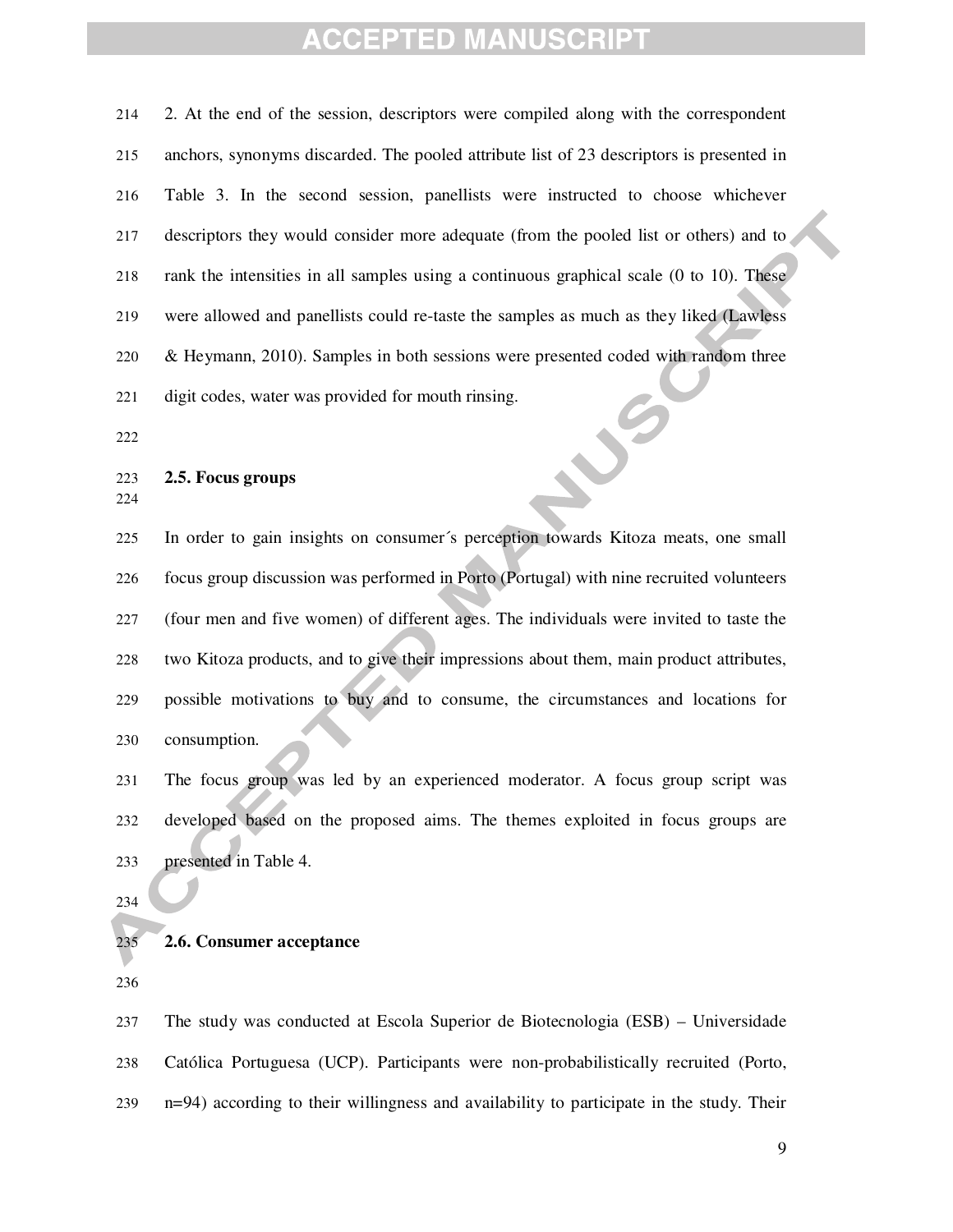2. At the end of the session, descriptors were compiled along with the correspondent anchors, synonyms discarded. The pooled attribute list of 23 descriptors is presented in Table 3. In the second session, panellists were instructed to choose whichever descriptors they would consider more adequate (from the pooled list or others) and to rank the intensities in all samples using a continuous graphical scale (0 to 10). These were allowed and panellists could re-taste the samples as much as they liked (Lawless & Heymann, 2010). Samples in both sessions were presented coded with random three digit codes, water was provided for mouth rinsing.

### 2.5. Focus groups

In order to gain insights on consumer´s perception towards Kitoza meats, one small focus group discussion was performed in Porto (Portugal) with nine recruited volunteers (four men and five women) of different ages. The individuals were invited to taste the two Kitoza products, and to give their impressions about them, main product attributes, possible motivations to buy and to consume, the circumstances and locations for consumption.

The focus group was led by an experienced moderator. A focus group script was developed based on the proposed aims. The themes exploited in focus groups are presented in Table 4.

### 2.6. Consumer acceptance

The study was conducted at Escola Superior de Biotecnologia (ESB) – Universidade Católica Portuguesa (UCP). Participants were non-probabilistically recruited (Porto, n=94) according to their willingness and availability to participate in the study. Their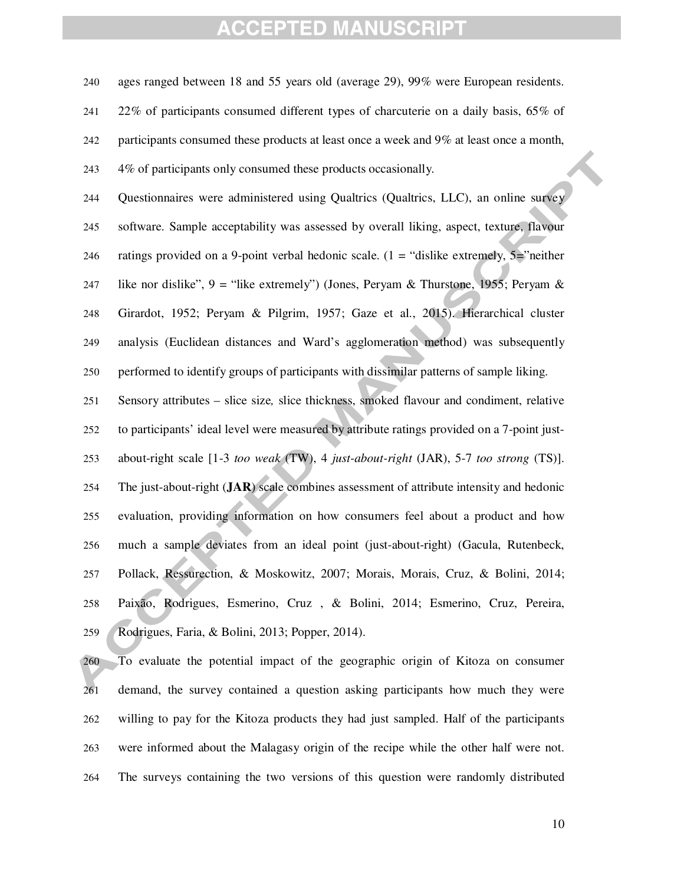ages ranged between 18 and 55 years old (average 29), 99% were European residents. 22% of participants consumed different types of charcuterie on a daily basis, 65% of participants consumed these products at least once a week and 9% at least once a month, 4% of participants only consumed these products occasionally.

Questionnaires were administered using Qualtrics (Qualtrics, LLC), an online survey software. Sample acceptability was assessed by overall liking, aspect, texture, flavour ratings provided on a 9-point verbal hedonic scale. (1 = "dislike extremely, 5="neither like nor dislike", 9 = "like extremely") (Jones, Peryam & Thurstone, 1955; Peryam & Girardot, 1952; Peryam & Pilgrim, 1957; Gaze et al., 2015). Hierarchical cluster analysis (Euclidean distances and Ward's agglomeration method) was subsequently performed to identify groups of participants with dissimilar patterns of sample liking.

Sensory attributes – slice size, slice thickness, smoked flavour and condiment, relative to participants' ideal level were measured by attribute ratings provided on a 7-point just-about-right scale [1-3 *too weak* (TW), 4 *just-about-right* (JAR), 5-7 *too strong* (TS)]. The just-about-right (**JAR**) scale combines assessment of attribute intensity and hedonic evaluation, providing information on how consumers feel about a product and how much a sample deviates from an ideal point (just-about-right) (Gacula, Rutenbeck, Pollack, Ressurection, & Moskowitz, 2007; Morais, Morais, Cruz, & Bolini, 2014; Paixão, Rodrigues, Esmerino, Cruz , & Bolini, 2014; Esmerino, Cruz, Pereira, Rodrigues, Faria, & Bolini, 2013; Popper, 2014).

To evaluate the potential impact of the geographic origin of Kitoza on consumer demand, the survey contained a question asking participants how much they were willing to pay for the Kitoza products they had just sampled. Half of the participants were informed about the Malagasy origin of the recipe while the other half were not. The surveys containing the two versions of this question were randomly distributed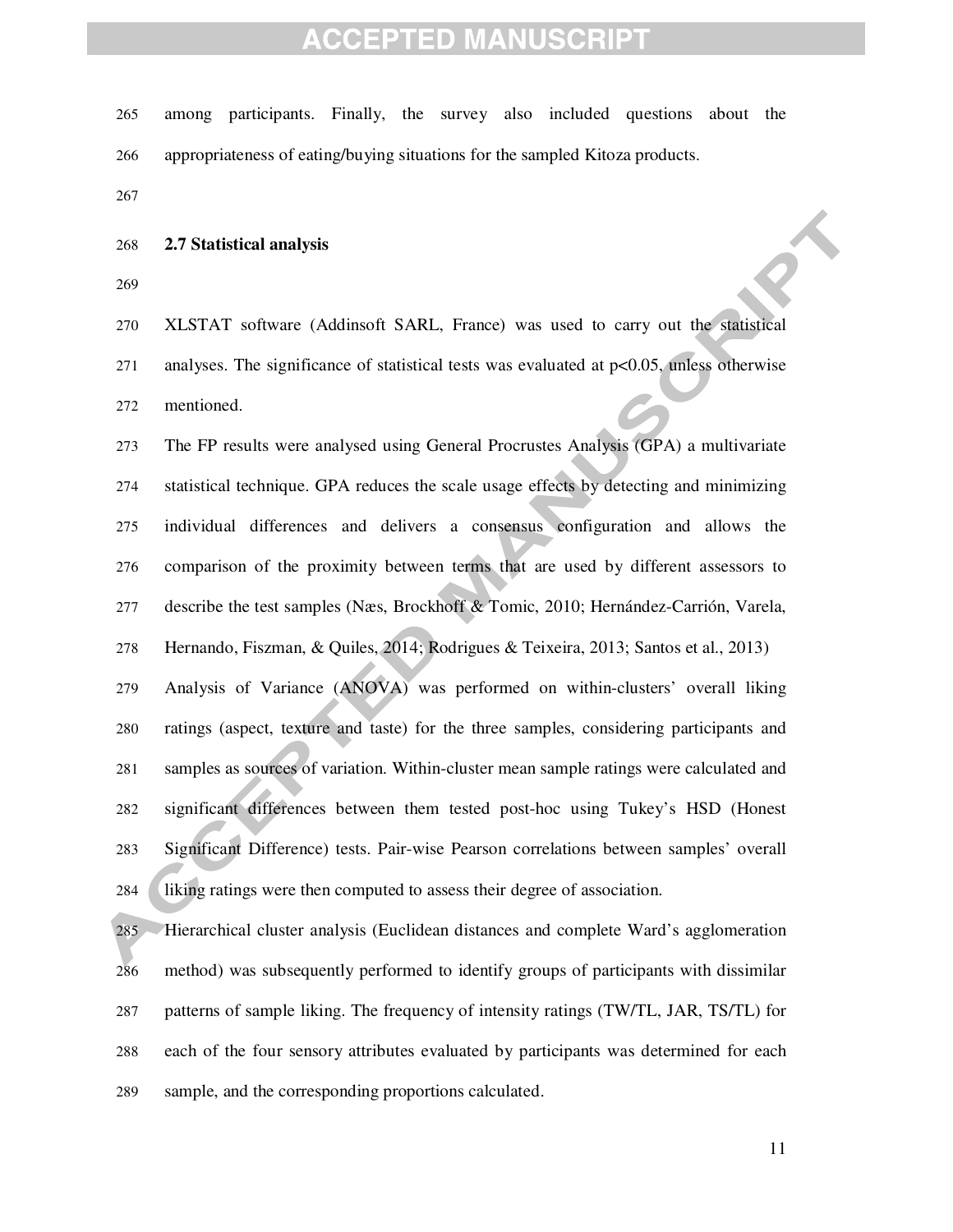among participants. Finally, the survey also included questions about the appropriateness of eating/buying situations for the sampled Kitoza products.

### 2.7 Statistical analysis

XLSTAT software (Addinsoft SARL, France) was used to carry out the statistical analyses. The significance of statistical tests was evaluated at $p<0.05$, unless otherwise mentioned.

The FP results were analysed using General Procrustes Analysis (GPA) a multivariate statistical technique. GPA reduces the scale usage effects by detecting and minimizing individual differences and delivers a consensus configuration and allows the comparison of the proximity between terms that are used by different assessors to describe the test samples (Næs, Brockhoff & Tomic, 2010; Hernández-Carrión, Varela, Hernando, Fiszman, & Quiles, 2014; Rodrigues & Teixeira, 2013; Santos et al., 2013)

Analysis of Variance (ANOVA) was performed on within-clusters' overall liking ratings (aspect, texture and taste) for the three samples, considering participants and samples as sources of variation. Within-cluster mean sample ratings were calculated and significant differences between them tested post-hoc using Tukey's HSD (Honest Significant Difference) tests. Pair-wise Pearson correlations between samples' overall liking ratings were then computed to assess their degree of association.

Hierarchical cluster analysis (Euclidean distances and complete Ward's agglomeration method) was subsequently performed to identify groups of participants with dissimilar patterns of sample liking. The frequency of intensity ratings (TW/TL, JAR, TS/TL) for each of the four sensory attributes evaluated by participants was determined for each sample, and the corresponding proportions calculated.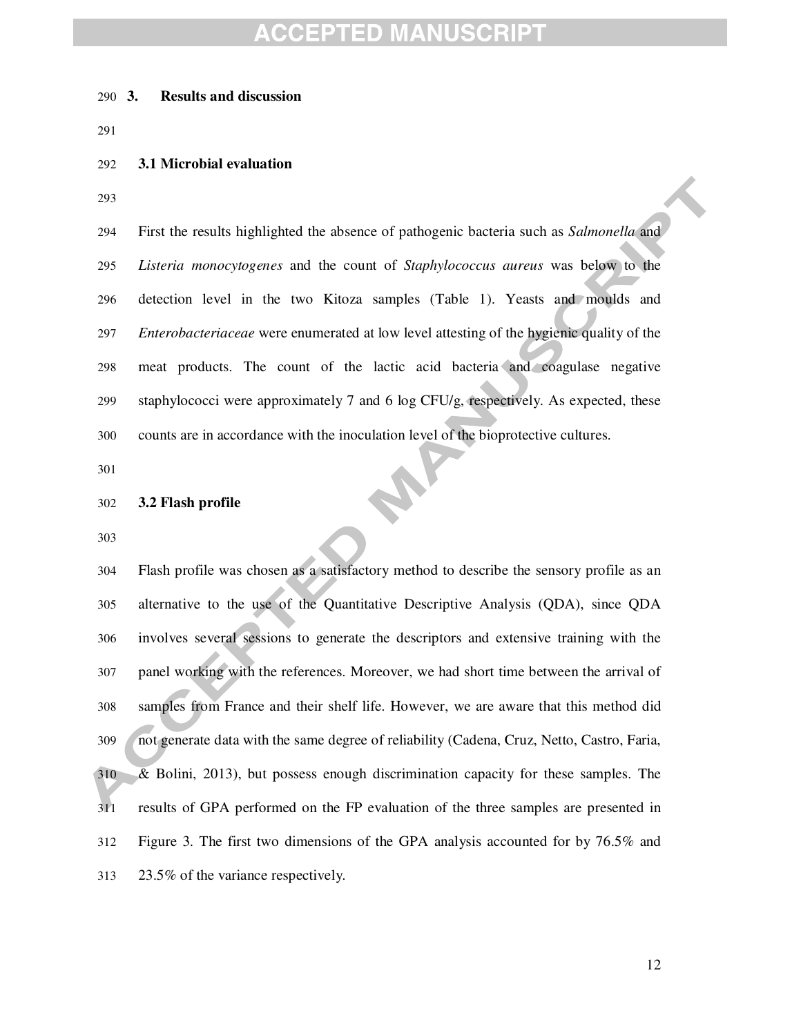## 3. Results and discussion

### 3.1 Microbial evaluation

First the results highlighted the absence of pathogenic bacteria such as *Salmonella* and *Listeria monocytogenes* and the count of *Staphylococcus aureus* was below to the detection level in the two Kitoza samples (Table 1). Yeasts and moulds and *Enterobacteriaceae* were enumerated at low level attesting of the hygienic quality of the meat products. The count of the lactic acid bacteria and coagulase negative staphylococci were approximately 7 and 6 log CFU/g, respectively. As expected, these counts are in accordance with the inoculation level of the bioprotective cultures.

### 3.2 Flash profile

Flash profile was chosen as a satisfactory method to describe the sensory profile as an alternative to the use of the Quantitative Descriptive Analysis (QDA), since QDA involves several sessions to generate the descriptors and extensive training with the panel working with the references. Moreover, we had short time between the arrival of samples from France and their shelf life. However, we are aware that this method did not generate data with the same degree of reliability (Cadena, Cruz, Netto, Castro, Faria, & Bolini, 2013), but possess enough discrimination capacity for these samples. The results of GPA performed on the FP evaluation of the three samples are presented in Figure 3. The first two dimensions of the GPA analysis accounted for by 76.5% and 23.5% of the variance respectively.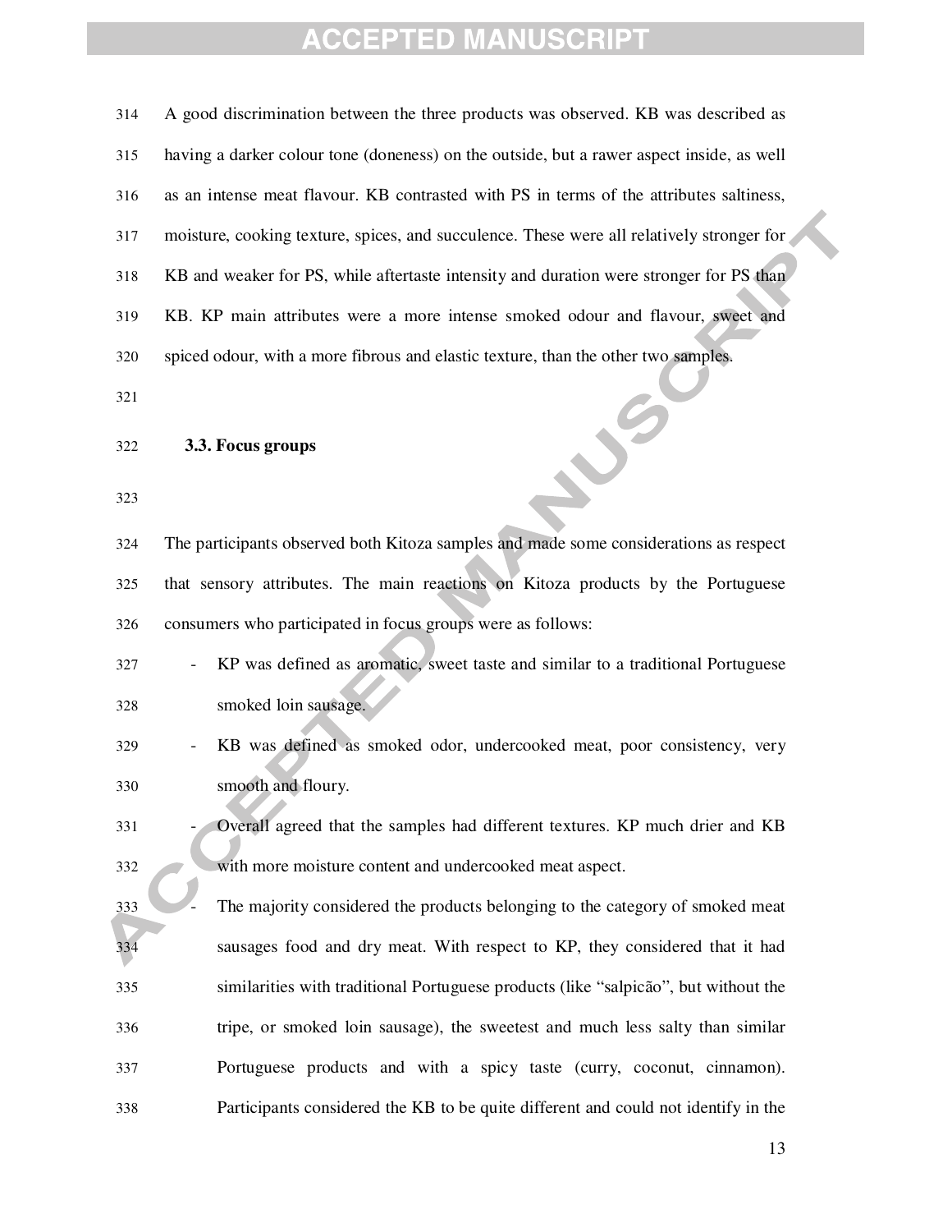A good discrimination between the three products was observed. KB was described as having a darker colour tone (doneness) on the outside, but a rawer aspect inside, as well as an intense meat flavour. KB contrasted with PS in terms of the attributes saltiness, moisture, cooking texture, spices, and succulence. These were all relatively stronger for KB and weaker for PS, while aftertaste intensity and duration were stronger for PS than KB. KP main attributes were a more intense smoked odour and flavour, sweet and spiced odour, with a more fibrous and elastic texture, than the other two samples.

### 3.3. Focus groups

The participants observed both Kitoza samples and made some considerations as respect that sensory attributes. The main reactions on Kitoza products by the Portuguese consumers who participated in focus groups were as follows:

- KP was defined as aromatic, sweet taste and similar to a traditional Portuguese smoked loin sausage.
- KB was defined as smoked odor, undercooked meat, poor consistency, very smooth and floury.
- Overall agreed that the samples had different textures. KP much drier and KB with more moisture content and undercooked meat aspect.
- The majority considered the products belonging to the category of smoked meat sausages food and dry meat. With respect to KP, they considered that it had similarities with traditional Portuguese products (like "salpicão", but without the tripe, or smoked loin sausage), the sweetest and much less salty than similar Portuguese products and with a spicy taste (curry, coconut, cinnamon). Participants considered the KB to be quite different and could not identify in the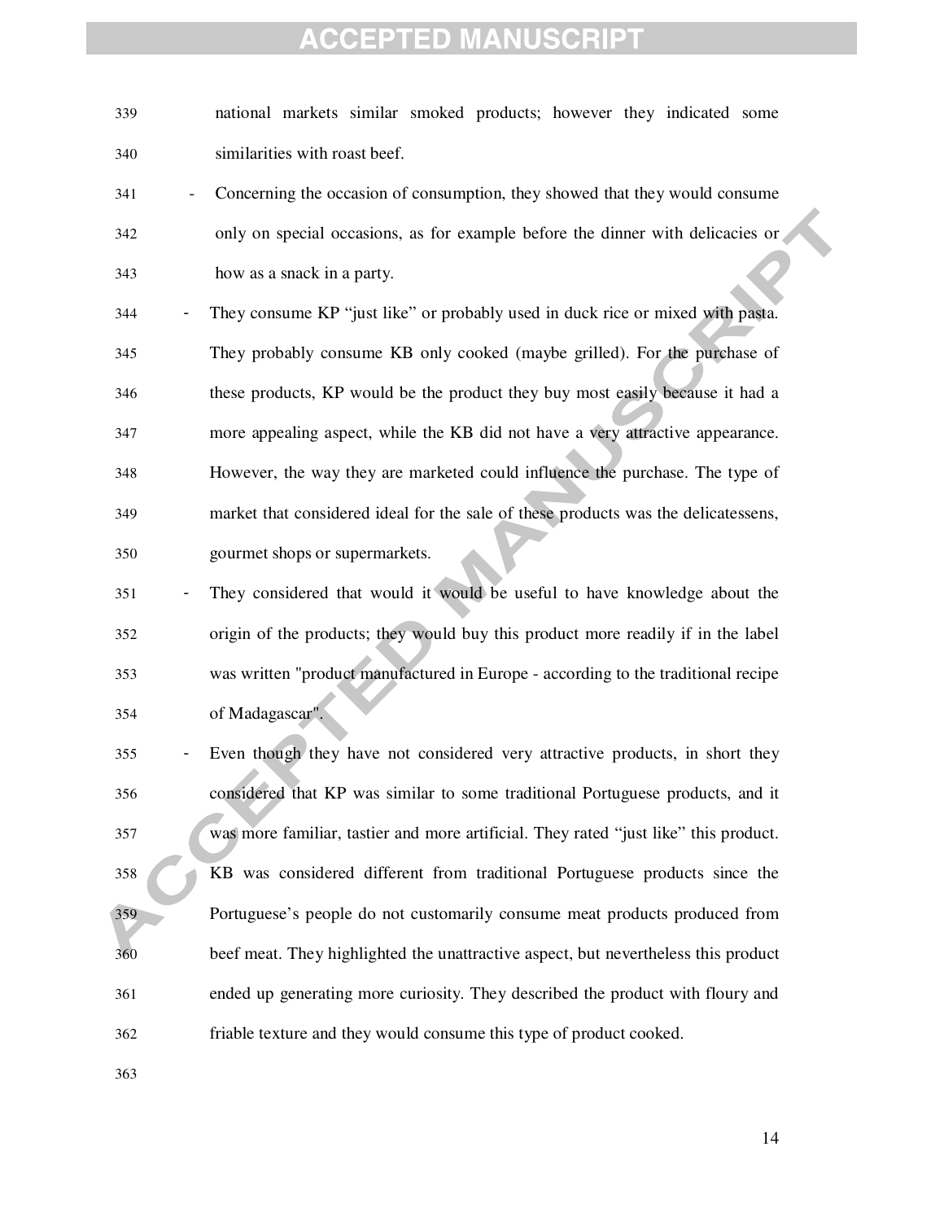national markets similar smoked products; however they indicated some similarities with roast beef.

- Concerning the occasion of consumption, they showed that they would consume only on special occasions, as for example before the dinner with delicacies or how as a snack in a party.
- They consume KP "just like" or probably used in duck rice or mixed with pasta. They probably consume KB only cooked (maybe grilled). For the purchase of these products, KP would be the product they buy most easily because it had a more appealing aspect, while the KB did not have a very attractive appearance. However, the way they are marketed could influence the purchase. The type of market that considered ideal for the sale of these products was the delicatessens, gourmet shops or supermarkets.
- They considered that would it would be useful to have knowledge about the origin of the products; they would buy this product more readily if in the label was written "product manufactured in Europe - according to the traditional recipe of Madagascar".
- Even though they have not considered very attractive products, in short they considered that KP was similar to some traditional Portuguese products, and it was more familiar, tastier and more artificial. They rated "just like" this product. KB was considered different from traditional Portuguese products since the Portuguese's people do not customarily consume meat products produced from beef meat. They highlighted the unattractive aspect, but nevertheless this product ended up generating more curiosity. They described the product with floury and friable texture and they would consume this type of product cooked.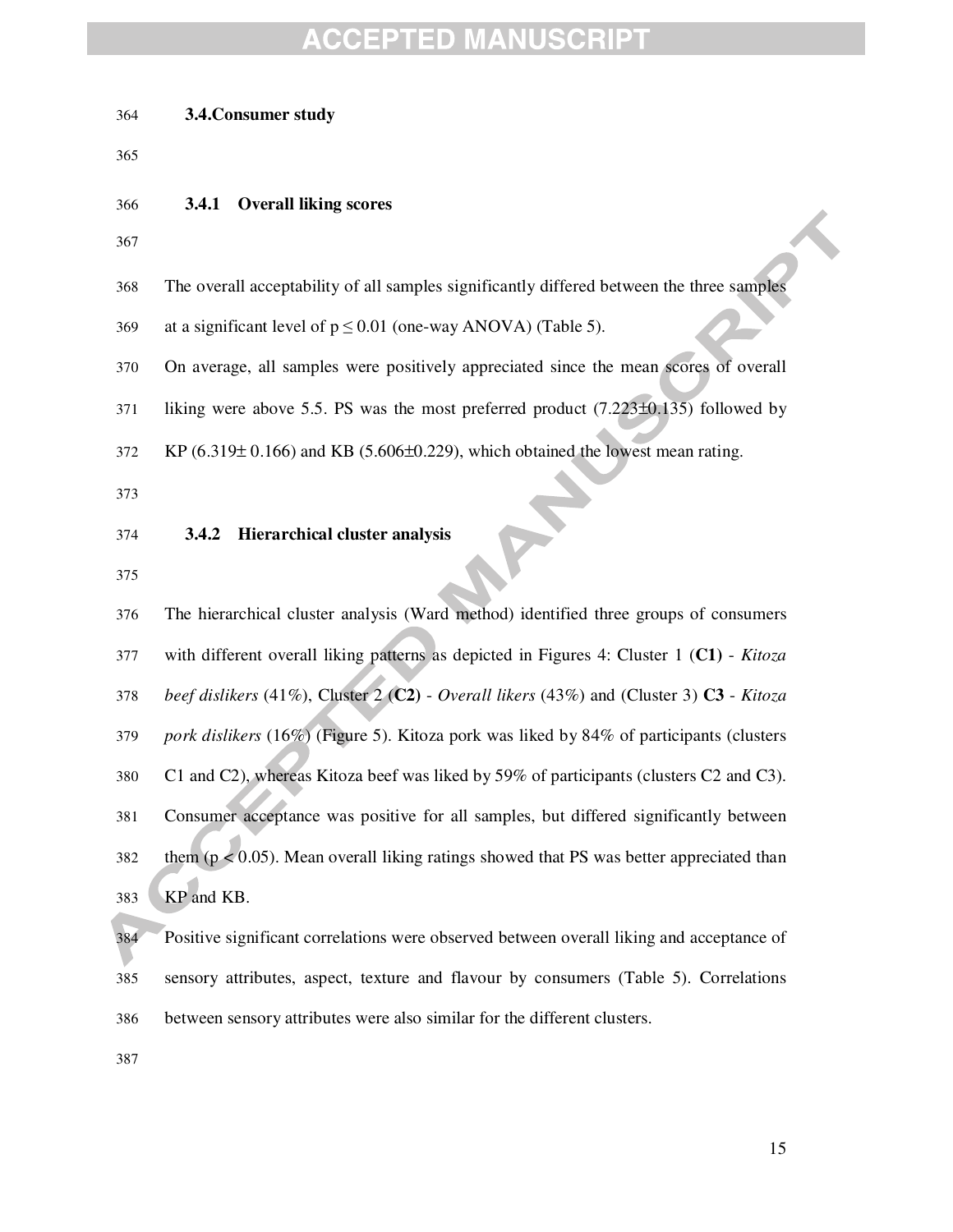### 3.4. Consumer study

#### 3.4.1 Overall liking scores

The overall acceptability of all samples significantly differed between the three samples at a significant level of $p \leq 0.01$ (one-way ANOVA) (Table 5).

On average, all samples were positively appreciated since the mean scores of overall liking were above 5.5. PS was the most preferred product (7.223±0.135) followed by KP (6.319± 0.166) and KB (5.606±0.229), which obtained the lowest mean rating.

#### 3.4.2 Hierarchical cluster analysis

The hierarchical cluster analysis (Ward method) identified three groups of consumers with different overall liking patterns as depicted in Figures 4: Cluster 1 (**C1**) - *Kitoza beef dislikers* (41%), Cluster 2 (**C2**) - *Overall likers* (43%) and (Cluster 3) **C3** - *Kitoza pork dislikers* (16%) (Figure 5). Kitoza pork was liked by 84% of participants (clusters C1 and C2), whereas Kitoza beef was liked by 59% of participants (clusters C2 and C3). Consumer acceptance was positive for all samples, but differed significantly between them ($p < 0.05$). Mean overall liking ratings showed that PS was better appreciated than KP and KB.

Positive significant correlations were observed between overall liking and acceptance of sensory attributes, aspect, texture and flavour by consumers (Table 5). Correlations between sensory attributes were also similar for the different clusters.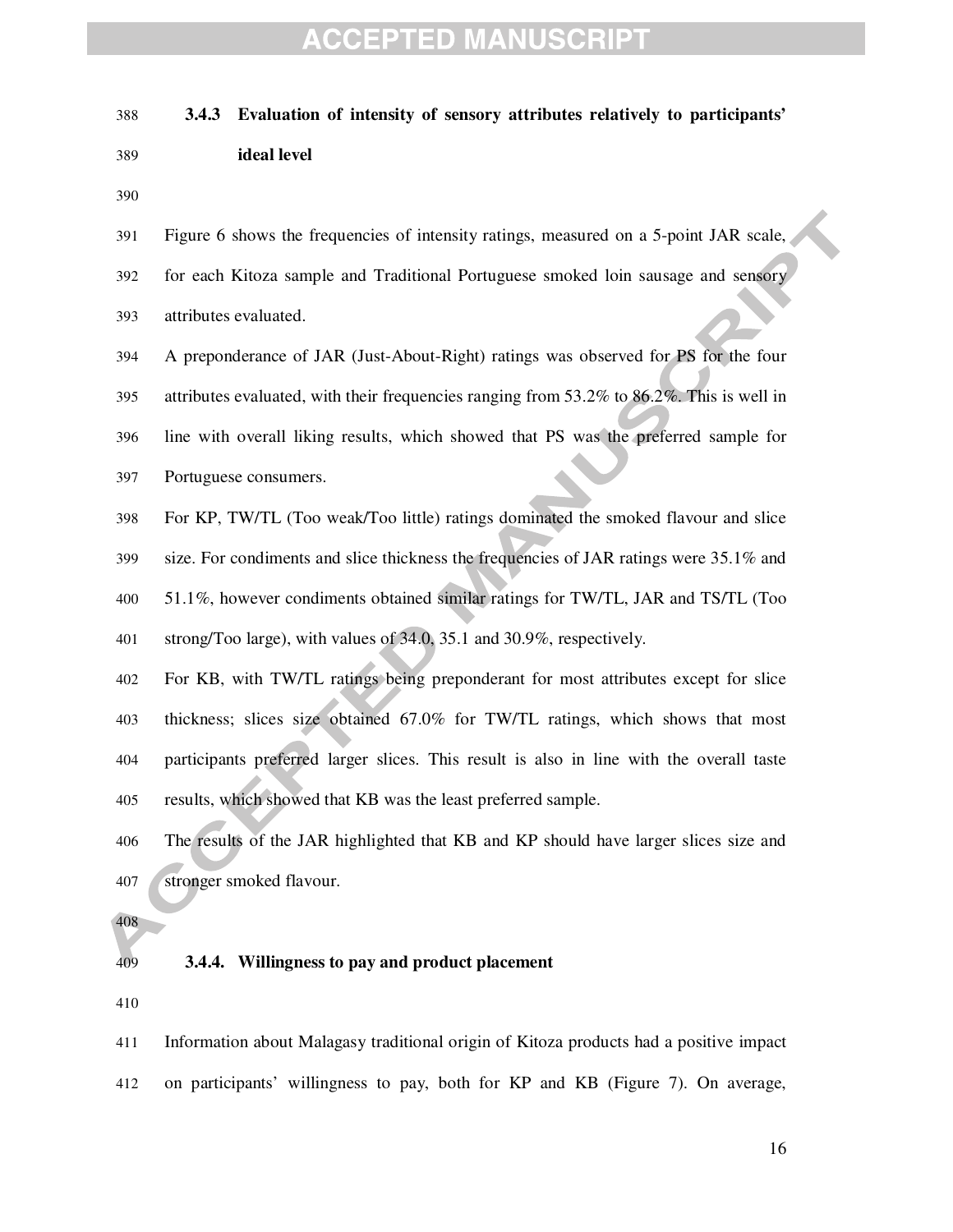### 3.4.3 Evaluation of intensity of sensory attributes relatively to participants' ideal level

Figure 6 shows the frequencies of intensity ratings, measured on a 5-point JAR scale, for each Kitoza sample and Traditional Portuguese smoked loin sausage and sensory attributes evaluated.

A preponderance of JAR (Just-About-Right) ratings was observed for PS for the four attributes evaluated, with their frequencies ranging from 53.2% to 86.2%. This is well in line with overall liking results, which showed that PS was the preferred sample for Portuguese consumers.

For KP, TW/TL (Too weak/Too little) ratings dominated the smoked flavour and slice size. For condiments and slice thickness the frequencies of JAR ratings were 35.1% and 51.1%, however condiments obtained similar ratings for TW/TL, JAR and TS/TL (Too strong/Too large), with values of 34.0, 35.1 and 30.9%, respectively.

For KB, with TW/TL ratings being preponderant for most attributes except for slice thickness; slices size obtained 67.0% for TW/TL ratings, which shows that most participants preferred larger slices. This result is also in line with the overall taste results, which showed that KB was the least preferred sample.

The results of the JAR highlighted that KB and KP should have larger slices size and stronger smoked flavour.

### 3.4.4. Willingness to pay and product placement

Information about Malagasy traditional origin of Kitoza products had a positive impact on participants' willingness to pay, both for KP and KB (Figure 7). On average,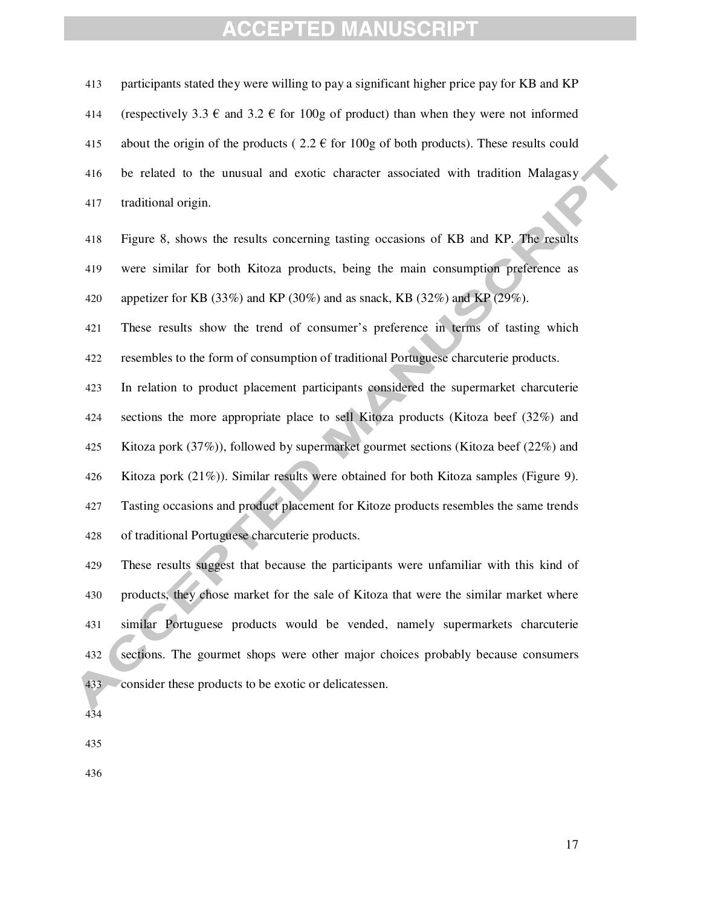participants stated they were willing to pay a significant higher price pay for KB and KP (respectively 3.3 € and 3.2 € for 100g of product) than when they were not informed about the origin of the products ( 2.2 € for 100g of both products). These results could be related to the unusual and exotic character associated with tradition Malagasy traditional origin.

Figure 8, shows the results concerning tasting occasions of KB and KP. The results were similar for both Kitoza products, being the main consumption preference as appetizer for KB (33%) and KP (30%) and as snack, KB (32%) and KP (29%).

These results show the trend of consumer's preference in terms of tasting which resembles to the form of consumption of traditional Portuguese charcuterie products.

In relation to product placement participants considered the supermarket charcuterie sections the more appropriate place to sell Kitoza products (Kitoza beef (32%) and Kitoza pork (37%)), followed by supermarket gourmet sections (Kitoza beef (22%) and Kitoza pork (21%)). Similar results were obtained for both Kitoza samples (Figure 9). Tasting occasions and product placement for Kitoze products resembles the same trends of traditional Portuguese charcuterie products.

These results suggest that because the participants were unfamiliar with this kind of products, they chose market for the sale of Kitoza that were the similar market where similar Portuguese products would be vended, namely supermarkets charcuterie sections. The gourmet shops were other major choices probably because consumers consider these products to be exotic or delicatessen.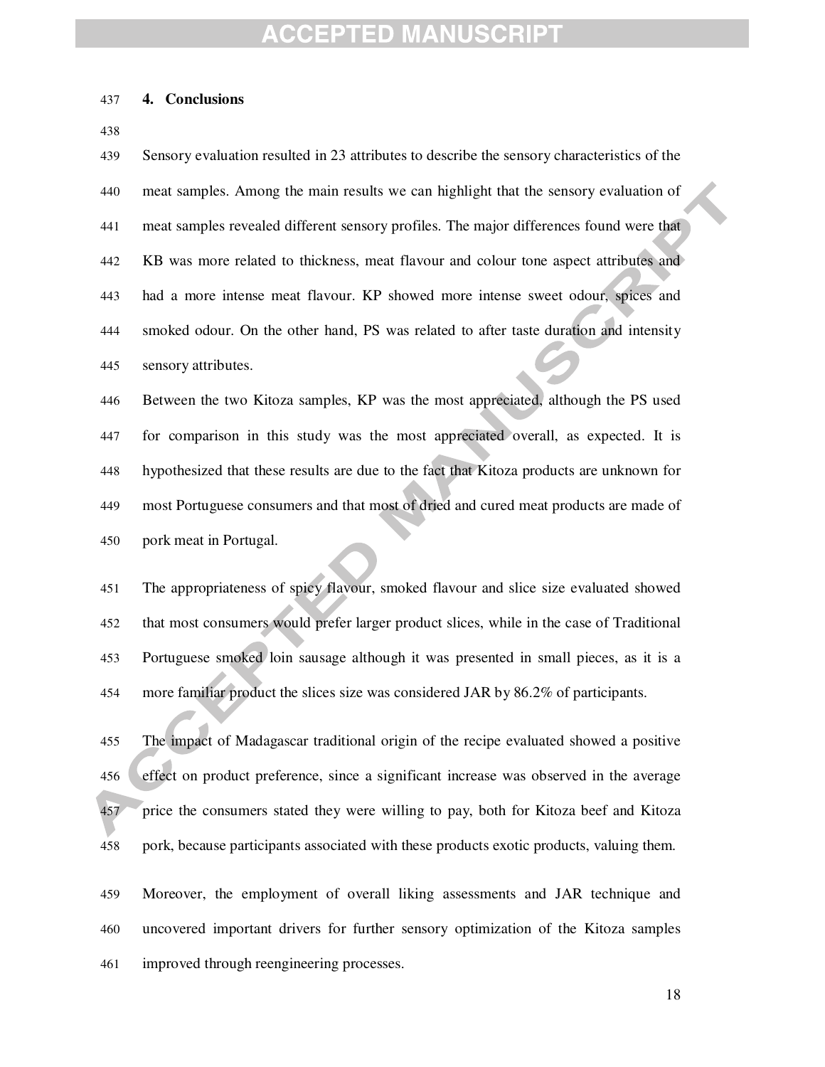## 4. Conclusions

Sensory evaluation resulted in 23 attributes to describe the sensory characteristics of the meat samples. Among the main results we can highlight that the sensory evaluation of meat samples revealed different sensory profiles. The major differences found were that KB was more related to thickness, meat flavour and colour tone aspect attributes and had a more intense meat flavour. KP showed more intense sweet odour, spices and smoked odour. On the other hand, PS was related to after taste duration and intensity sensory attributes.

Between the two Kitoza samples, KP was the most appreciated, although the PS used for comparison in this study was the most appreciated overall, as expected. It is hypothesized that these results are due to the fact that Kitoza products are unknown for most Portuguese consumers and that most of dried and cured meat products are made of pork meat in Portugal.

The appropriateness of spicy flavour, smoked flavour and slice size evaluated showed that most consumers would prefer larger product slices, while in the case of Traditional Portuguese smoked loin sausage although it was presented in small pieces, as it is a more familiar product the slices size was considered JAR by 86.2% of participants.

The impact of Madagascar traditional origin of the recipe evaluated showed a positive effect on product preference, since a significant increase was observed in the average price the consumers stated they were willing to pay, both for Kitoza beef and Kitoza pork, because participants associated with these products exotic products, valuing them.

Moreover, the employment of overall liking assessments and JAR technique and uncovered important drivers for further sensory optimization of the Kitoza samples improved through reengineering processes.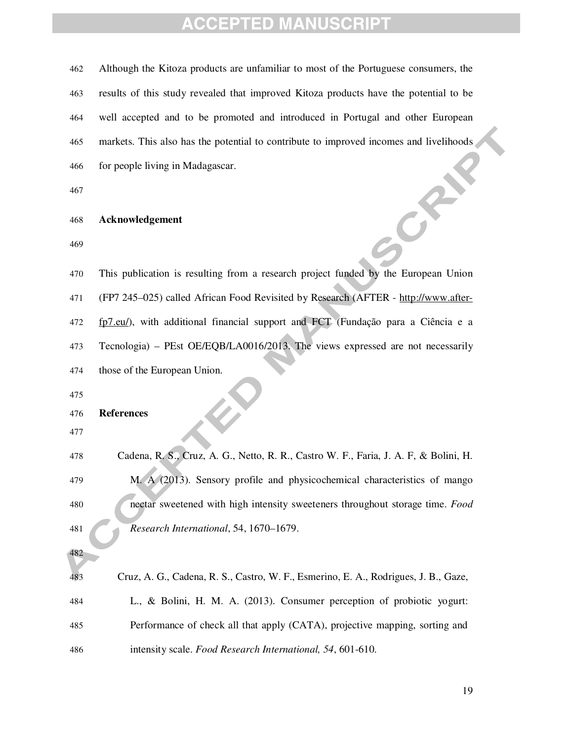Although the Kitoza products are unfamiliar to most of the Portuguese consumers, the results of this study revealed that improved Kitoza products have the potential to be well accepted and to be promoted and introduced in Portugal and other European markets. This also has the potential to contribute to improved incomes and livelihoods for people living in Madagascar.

## Acknowledgement

This publication is resulting from a research project funded by the European Union (FP7 245–025) called African Food Revisited by Research (AFTER - http://www.after-fp7.eu/), with additional financial support and FCT (Fundação para a Ciência e a Tecnologia) – PEst OE/EQB/LA0016/2013. The views expressed are not necessarily those of the European Union.

## References

Cadena, R. S., Cruz, A. G., Netto, R. R., Castro W. F., Faria, J. A. F, & Bolini, H. M. A (2013). Sensory profile and physicochemical characteristics of mango nectar sweetened with high intensity sweeteners throughout storage time. *Food Research International*, 54, 1670–1679.

Cruz, A. G., Cadena, R. S., Castro, W. F., Esmerino, E. A., Rodrigues, J. B., Gaze, L., & Bolini, H. M. A. (2013). Consumer perception of probiotic yogurt: Performance of check all that apply (CATA), projective mapping, sorting and intensity scale. *Food Research International, 54*, 601-610.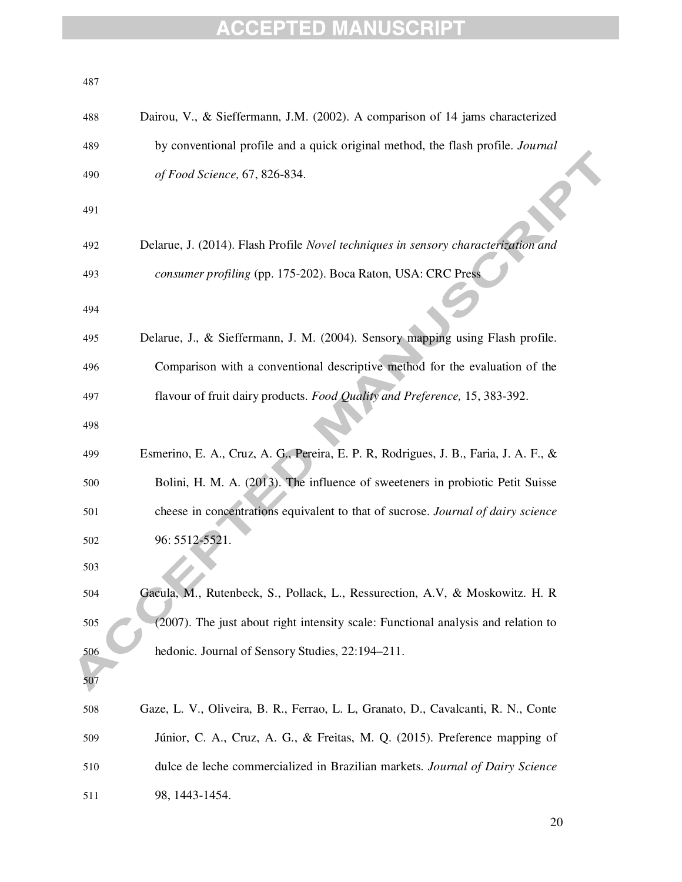Dairou, V., & Sieffermann, J.M. (2002). A comparison of 14 jams characterized by conventional profile and a quick original method, the flash profile. *Journal of Food Science,* 67, 826-834.

Delarue, J. (2014). Flash Profile *Novel techniques in sensory characterization and consumer profiling* (pp. 175-202). Boca Raton, USA: CRC Press

Delarue, J., & Sieffermann, J. M. (2004). Sensory mapping using Flash profile. Comparison with a conventional descriptive method for the evaluation of the flavour of fruit dairy products. *Food Quality and Preference,* 15, 383-392.

Esmerino, E. A., Cruz, A. G., Pereira, E. P. R, Rodrigues, J. B., Faria, J. A. F., & Bolini, H. M. A. (2013). The influence of sweeteners in probiotic Petit Suisse cheese in concentrations equivalent to that of sucrose. *Journal of dairy science* 96: 5512-5521.

Gacula, M., Rutenbeck, S., Pollack, L., Ressurection, A.V, & Moskowitz. H. R (2007). The just about right intensity scale: Functional analysis and relation to hedonic. Journal of Sensory Studies, 22:194–211.

Gaze, L. V., Oliveira, B. R., Ferrao, L. L, Granato, D., Cavalcanti, R. N., Conte Júnior, C. A., Cruz, A. G., & Freitas, M. Q. (2015). Preference mapping of dulce de leche commercialized in Brazilian markets. *Journal of Dairy Science* 98, 1443-1454.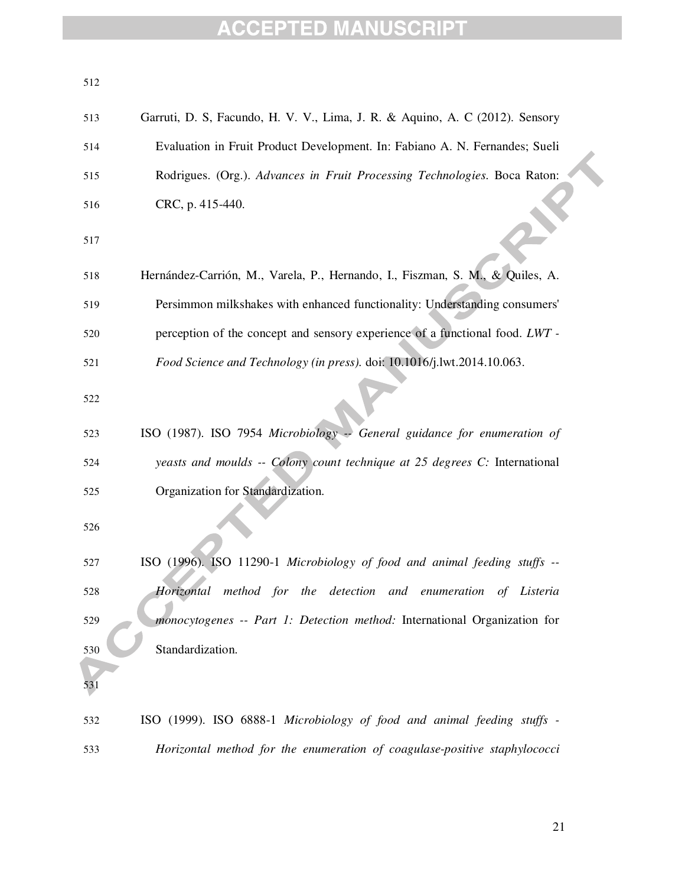Garruti, D. S, Facundo, H. V. V., Lima, J. R. & Aquino, A. C (2012). Sensory Evaluation in Fruit Product Development. In: Fabiano A. N. Fernandes; Sueli Rodrigues. (Org.). *Advances in Fruit Processing Technologies*. Boca Raton: CRC, p. 415-440.

Hernández-Carrión, M., Varela, P., Hernando, I., Fiszman, S. M., & Quiles, A. Persimmon milkshakes with enhanced functionality: Understanding consumers' perception of the concept and sensory experience of a functional food. *LWT - Food Science and Technology (in press)*. doi: 10.1016/j.lwt.2014.10.063.

ISO (1987). ISO 7954 *Microbiology -- General guidance for enumeration of yeasts and moulds -- Colony count technique at 25 degrees C:* International Organization for Standardization.

ISO (1996). ISO 11290-1 *Microbiology of food and animal feeding stuffs -- Horizontal method for the detection and enumeration of Listeria monocytogenes -- Part 1: Detection method:* International Organization for Standardization.

ISO (1999). ISO 6888-1 *Microbiology of food and animal feeding stuffs - Horizontal method for the enumeration of coagulase-positive staphylococci*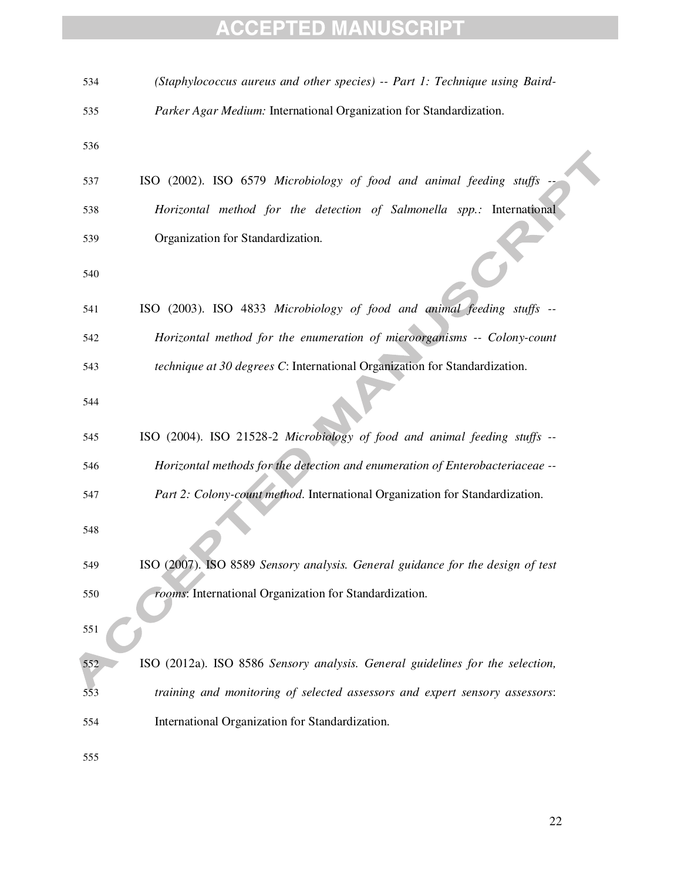*(Staphylococcus aureus and other species) -- Part 1: Technique using Baird-Parker Agar Medium:* International Organization for Standardization.

ISO (2002). ISO 6579 *Microbiology of food and animal feeding stuffs -- Horizontal method for the detection of Salmonella spp.:* International Organization for Standardization.

ISO (2003). ISO 4833 *Microbiology of food and animal feeding stuffs -- Horizontal method for the enumeration of microorganisms -- Colony-count technique at 30 degrees C*: International Organization for Standardization.

ISO (2004). ISO 21528-2 *Microbiology of food and animal feeding stuffs -- Horizontal methods for the detection and enumeration of Enterobacteriaceae -- Part 2: Colony-count method*. International Organization for Standardization.

ISO (2007). ISO 8589 *Sensory analysis. General guidance for the design of test rooms*: International Organization for Standardization.

ISO (2012a). ISO 8586 *Sensory analysis. General guidelines for the selection, training and monitoring of selected assessors and expert sensory assessors*: International Organization for Standardization.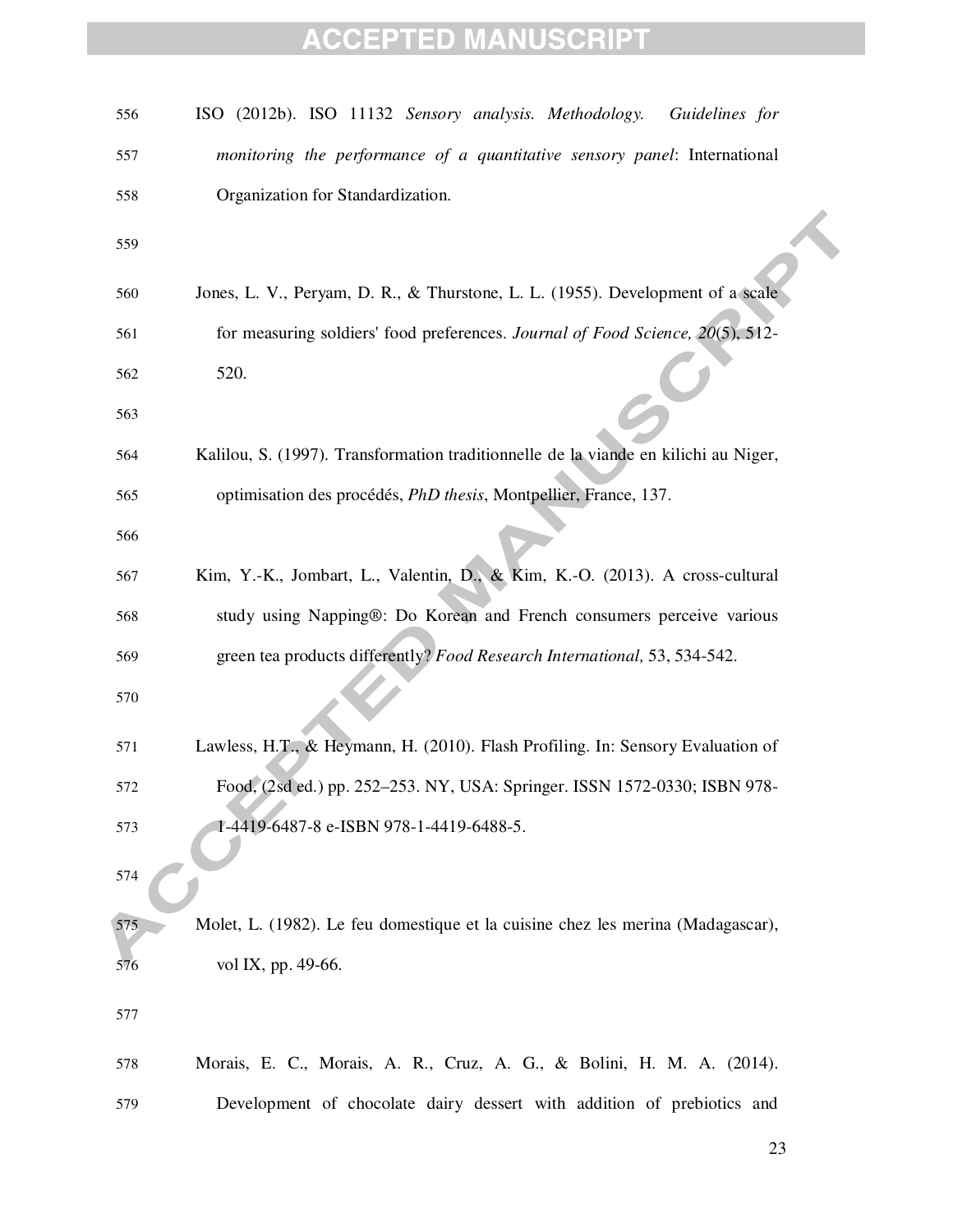ISO (2012b). ISO 11132 *Sensory analysis. Methodology. Guidelines for monitoring the performance of a quantitative sensory panel*: International Organization for Standardization.

Jones, L. V., Peryam, D. R., & Thurstone, L. L. (1955). Development of a scale for measuring soldiers' food preferences. *Journal of Food Science, 20*(5), 512-520.

Kalilou, S. (1997). Transformation traditionnelle de la viande en kilichi au Niger, optimisation des procédés, *PhD thesis*, Montpellier, France, 137.

Kim, Y.-K., Jombart, L., Valentin, D., & Kim, K.-O. (2013). A cross-cultural study using Napping®: Do Korean and French consumers perceive various green tea products differently? *Food Research International,* 53, 534-542.

Lawless, H.T., & Heymann, H. (2010). Flash Profiling. In: Sensory Evaluation of Food, (2sd ed.) pp. 252–253. NY, USA: Springer. ISSN 1572-0330; ISBN 978-1-4419-6487-8 e-ISBN 978-1-4419-6488-5.

Molet, L. (1982). Le feu domestique et la cuisine chez les merina (Madagascar), vol IX, pp. 49-66.

Morais, E. C., Morais, A. R., Cruz, A. G., & Bolini, H. M. A. (2014). Development of chocolate dairy dessert with addition of prebiotics and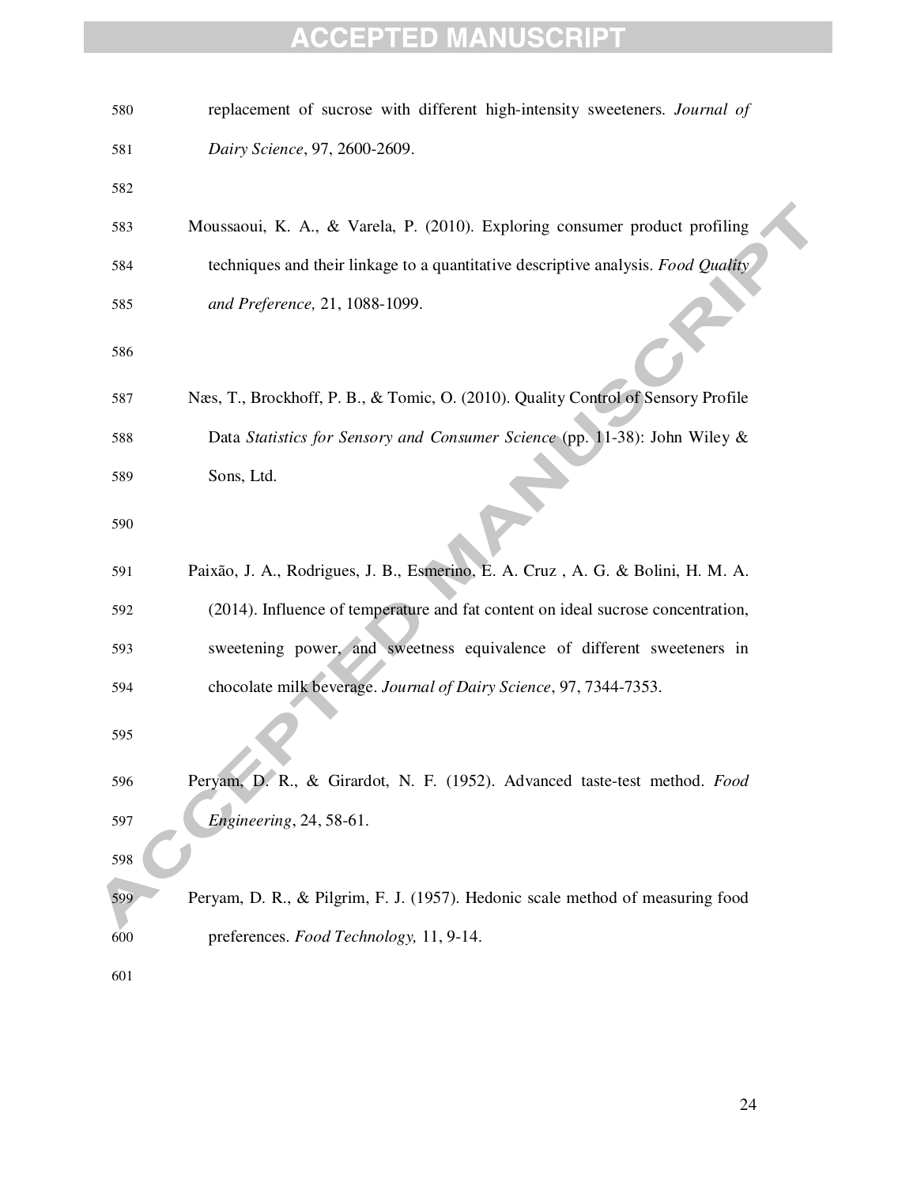replacement of sucrose with different high-intensity sweeteners. *Journal of Dairy Science*, 97, 2600-2609.

Moussaoui, K. A., & Varela, P. (2010). Exploring consumer product profiling techniques and their linkage to a quantitative descriptive analysis. *Food Quality and Preference,* 21, 1088-1099.

Næs, T., Brockhoff, P. B., & Tomic, O. (2010). Quality Control of Sensory Profile Data *Statistics for Sensory and Consumer Science* (pp. 11-38): John Wiley & Sons, Ltd.

Paixão, J. A., Rodrigues, J. B., Esmerino, E. A. Cruz , A. G. & Bolini, H. M. A. (2014). Influence of temperature and fat content on ideal sucrose concentration, sweetening power, and sweetness equivalence of different sweeteners in chocolate milk beverage. *Journal of Dairy Science*, 97, 7344-7353.

Peryam, D. R., & Girardot, N. F. (1952). Advanced taste-test method. *Food Engineering*, 24, 58-61.

Peryam, D. R., & Pilgrim, F. J. (1957). Hedonic scale method of measuring food preferences. *Food Technology,* 11, 9-14.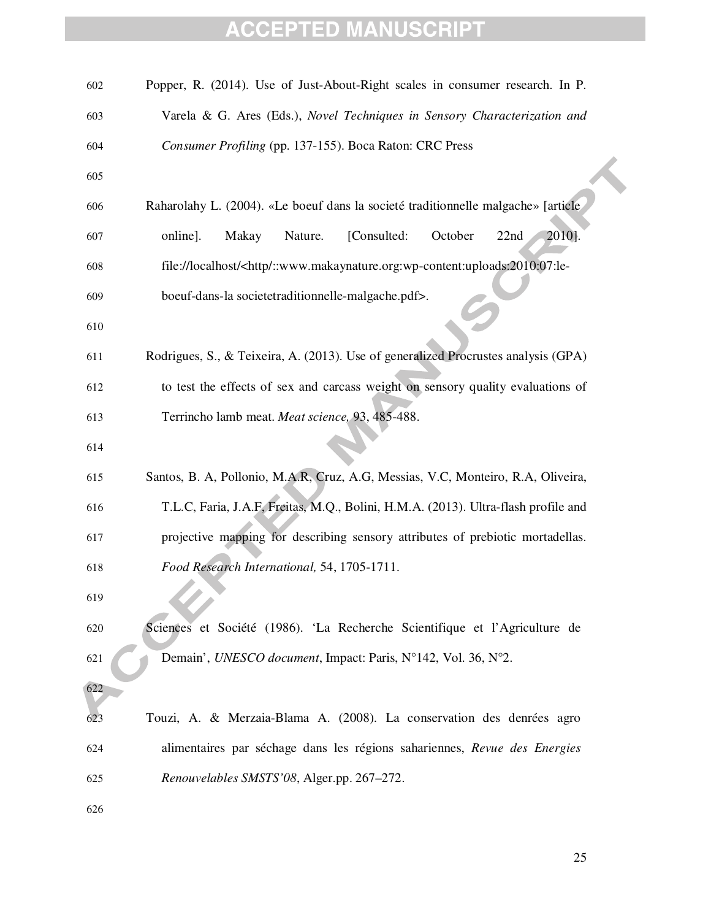Popper, R. (2014). Use of Just-About-Right scales in consumer research. In P. Varela & G. Ares (Eds.), *Novel Techniques in Sensory Characterization and Consumer Profiling* (pp. 137-155). Boca Raton: CRC Press

Raharolahy L. (2004). «Le boeuf dans la societé traditionnelle malgache» [article online]. Makay Nature. [Consulted: October 22nd 2010]. file://localhost/<http/::www.makaynature.org:wp-content:uploads:2010:07:le-boeuf-dans-la societetraditionnelle-malgache.pdf>.

Rodrigues, S., & Teixeira, A. (2013). Use of generalized Procrustes analysis (GPA) to test the effects of sex and carcass weight on sensory quality evaluations of Terrincho lamb meat. *Meat science,* 93, 485-488.

Santos, B. A, Pollonio, M.A.R, Cruz, A.G, Messias, V.C, Monteiro, R.A, Oliveira, T.L.C, Faria, J.A.F, Freitas, M.Q., Bolini, H.M.A. (2013). Ultra-flash profile and projective mapping for describing sensory attributes of prebiotic mortadellas. *Food Research International,* 54, 1705-1711.

Sciences et Société (1986). 'La Recherche Scientifique et l'Agriculture de Demain', *UNESCO document*, Impact: Paris, N°142, Vol. 36, N°2.

Touzi, A. & Merzaia-Blama A. (2008). La conservation des denrées agro alimentaires par séchage dans les régions sahariennes, *Revue des Energies Renouvelables SMSTS'08*, Alger.pp. 267–272.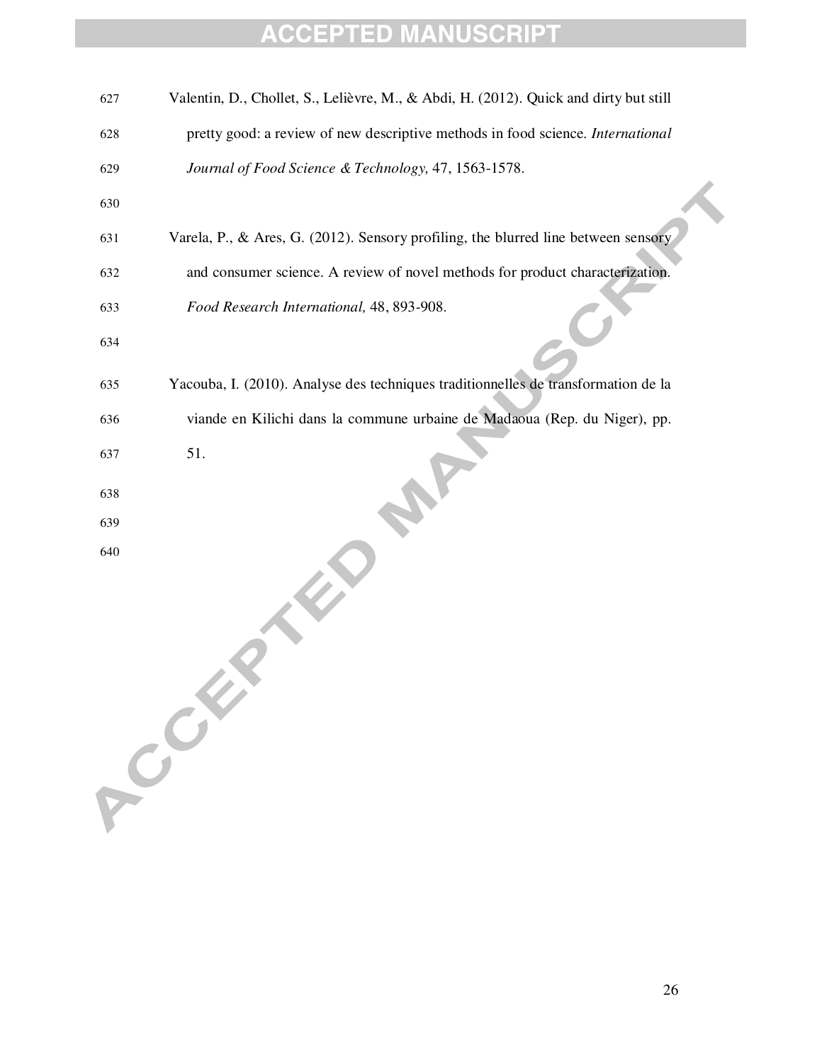Valentin, D., Chollet, S., Lelièvre, M., & Abdi, H. (2012). Quick and dirty but still pretty good: a review of new descriptive methods in food science. *International Journal of Food Science & Technology,* 47, 1563-1578.

Varela, P., & Ares, G. (2012). Sensory profiling, the blurred line between sensory and consumer science. A review of novel methods for product characterization. *Food Research International,* 48, 893-908.

Yacouba, I. (2010). Analyse des techniques traditionnelles de transformation de la viande en Kilichi dans la commune urbaine de Madaoua (Rep. du Niger), pp. 51.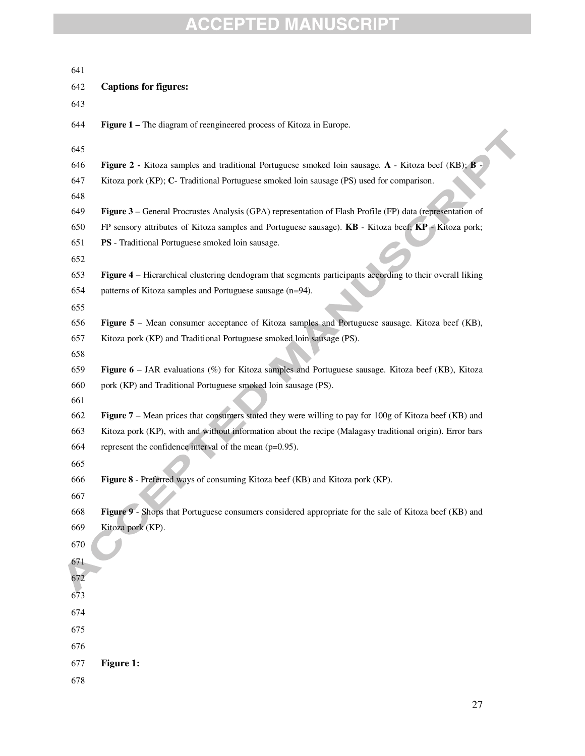**Captions for figures:**

**Figure 1 –** The diagram of reengineered process of Kitoza in Europe.

**Figure 2 -** Kitoza samples and traditional Portuguese smoked loin sausage. **A** - Kitoza beef (KB); **B** - Kitoza pork (KP); **C**- Traditional Portuguese smoked loin sausage (PS) used for comparison.

**Figure 3** – General Procrustes Analysis (GPA) representation of Flash Profile (FP) data (representation of FP sensory attributes of Kitoza samples and Portuguese sausage). **KB** - Kitoza beef; **KP** - Kitoza pork; **PS** - Traditional Portuguese smoked loin sausage.

**Figure 4** – Hierarchical clustering dendogram that segments participants according to their overall liking patterns of Kitoza samples and Portuguese sausage (n=94).

**Figure 5** – Mean consumer acceptance of Kitoza samples and Portuguese sausage. Kitoza beef (KB), Kitoza pork (KP) and Traditional Portuguese smoked loin sausage (PS).

**Figure 6** – JAR evaluations (%) for Kitoza samples and Portuguese sausage. Kitoza beef (KB), Kitoza pork (KP) and Traditional Portuguese smoked loin sausage (PS).

**Figure 7** – Mean prices that consumers stated they were willing to pay for 100g of Kitoza beef (KB) and Kitoza pork (KP), with and without information about the recipe (Malagasy traditional origin). Error bars represent the confidence interval of the mean (p=0.95).

**Figure 8** - Preferred ways of consuming Kitoza beef (KB) and Kitoza pork (KP).

**Figure 9** - Shops that Portuguese consumers considered appropriate for the sale of Kitoza beef (KB) and Kitoza pork (KP).

**Figure 1:**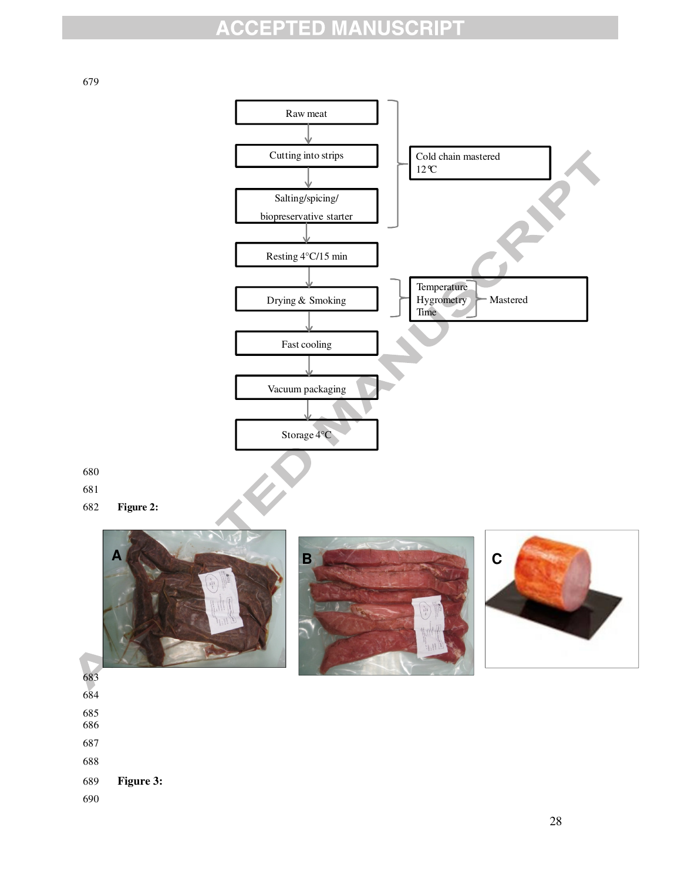Raw meat

Cutting into strips

Salting/spicing/ biopreservative starter

Cold chain mastered 12°C

Resting 4°C/15 min

Drying & Smoking

Temperature Hygrometry Time — Mastered

Fast cooling

Vacuum packaging

Storage 4°C

**Figure 2:**

A B C

**Figure 3:**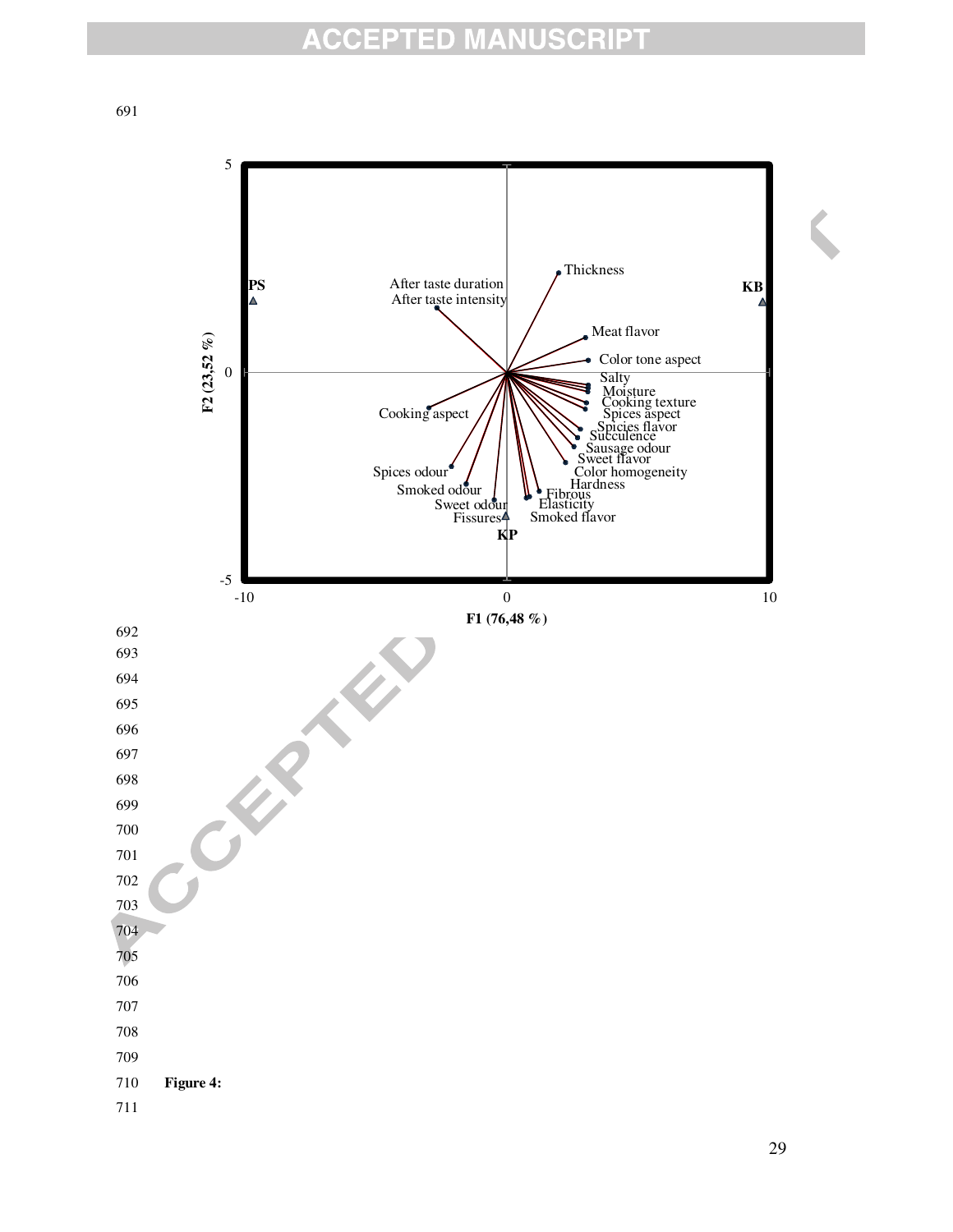**Figure 4:**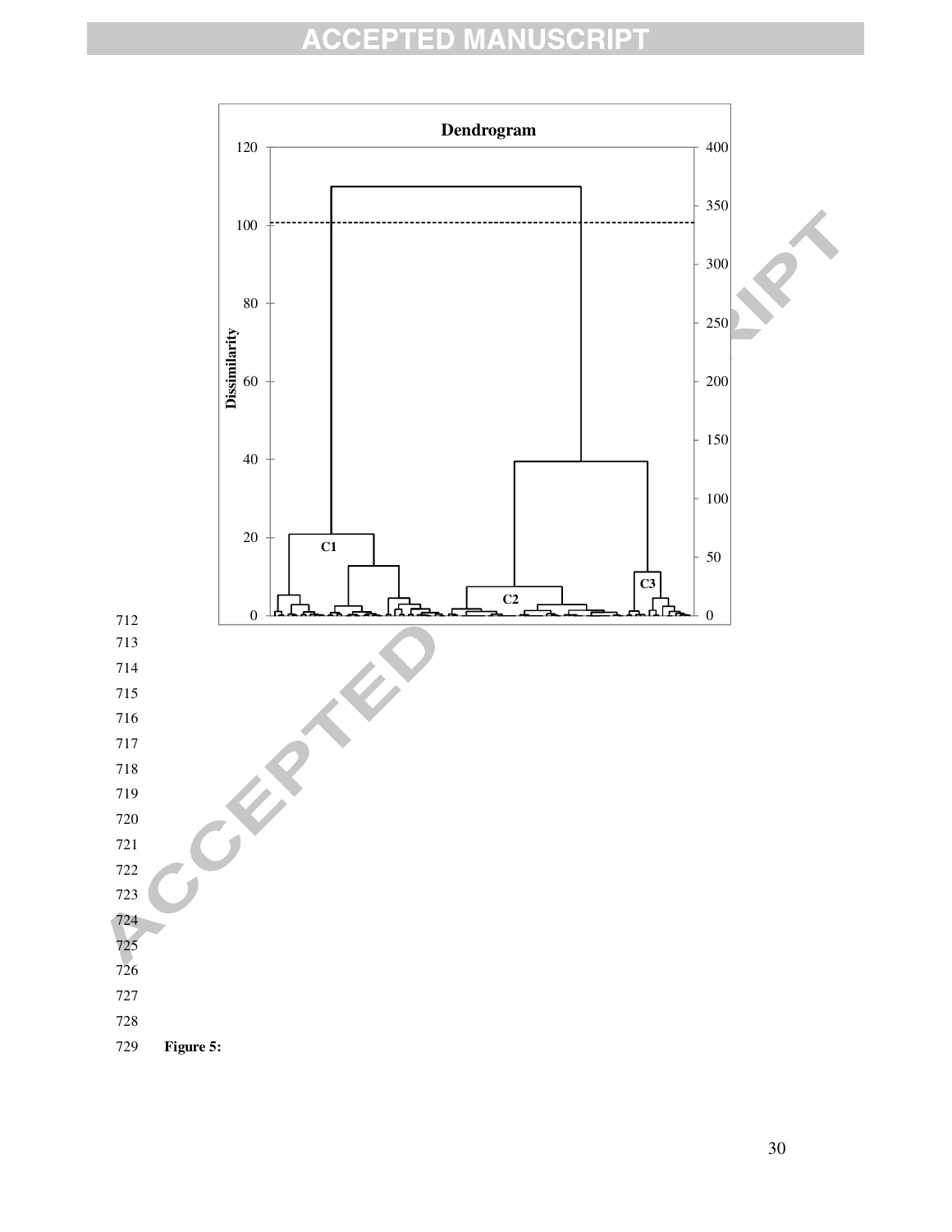**Figure 5:**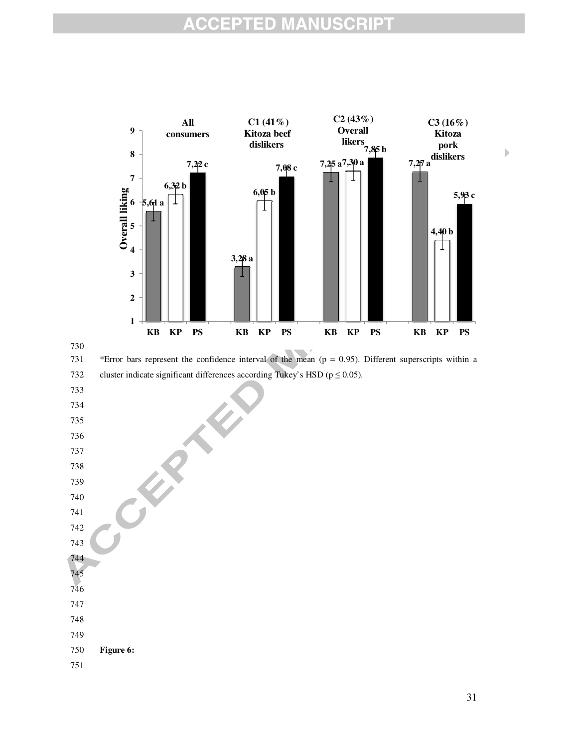| | KB | KP | PS |
|---|---|---|---|
| All consumers | 5,61 a | 6,32 b | 7,22 c |
| C1 (41%) Kitoza beef dislikers | 3,28 a | 6,05 b | 7,08 c |
| C2 (43%) Overall likers | 7,25 a | 7,30 a | 7,85 b |
| C3 (16%) Kitoza pork dislikers | 7,27 a | 4,40 b | 5,93 c |

*Error bars represent the confidence interval of the mean (p = 0.95). Different superscripts within a cluster indicate significant differences according Tukey's HSD ($p \leq 0.05$).

**Figure 6:**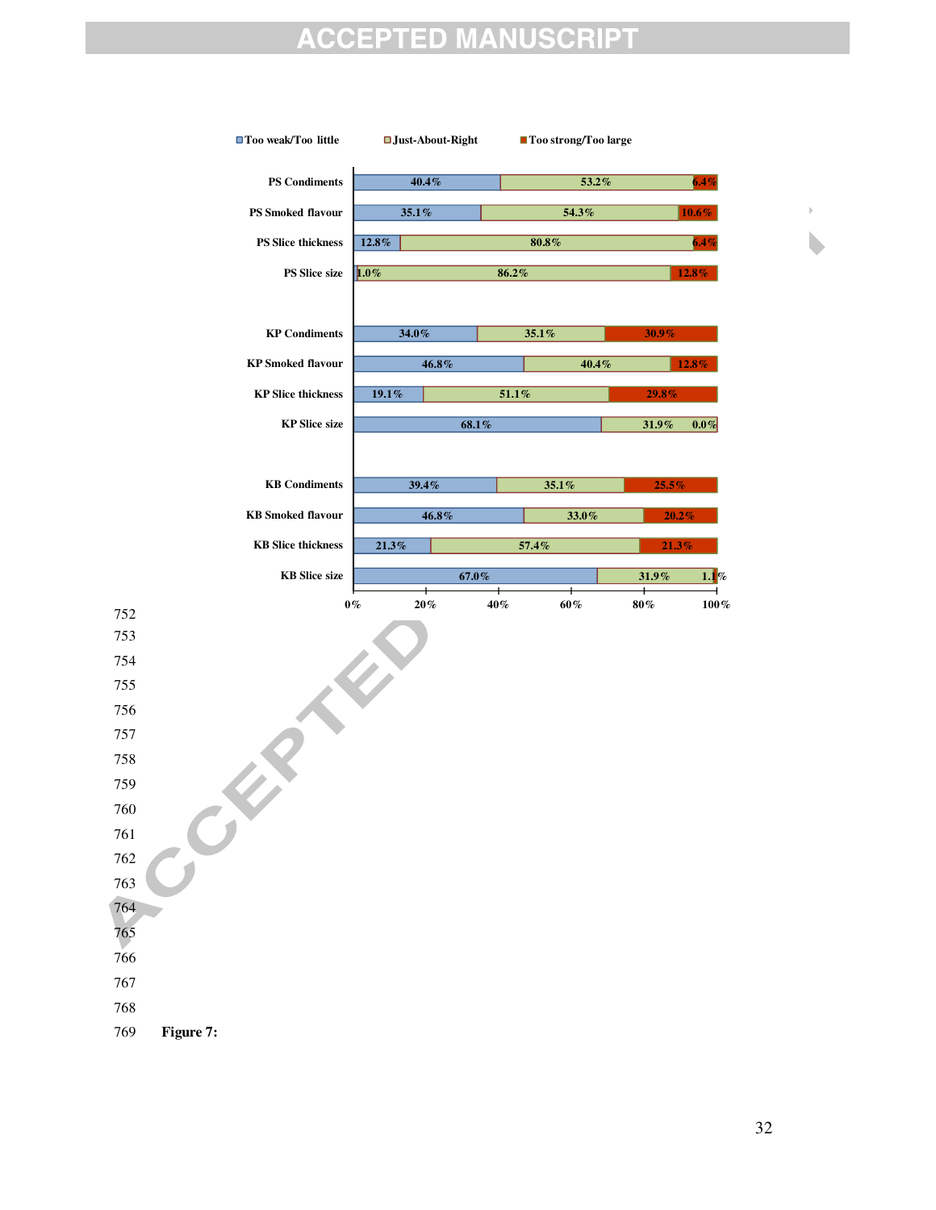**Figure 7:**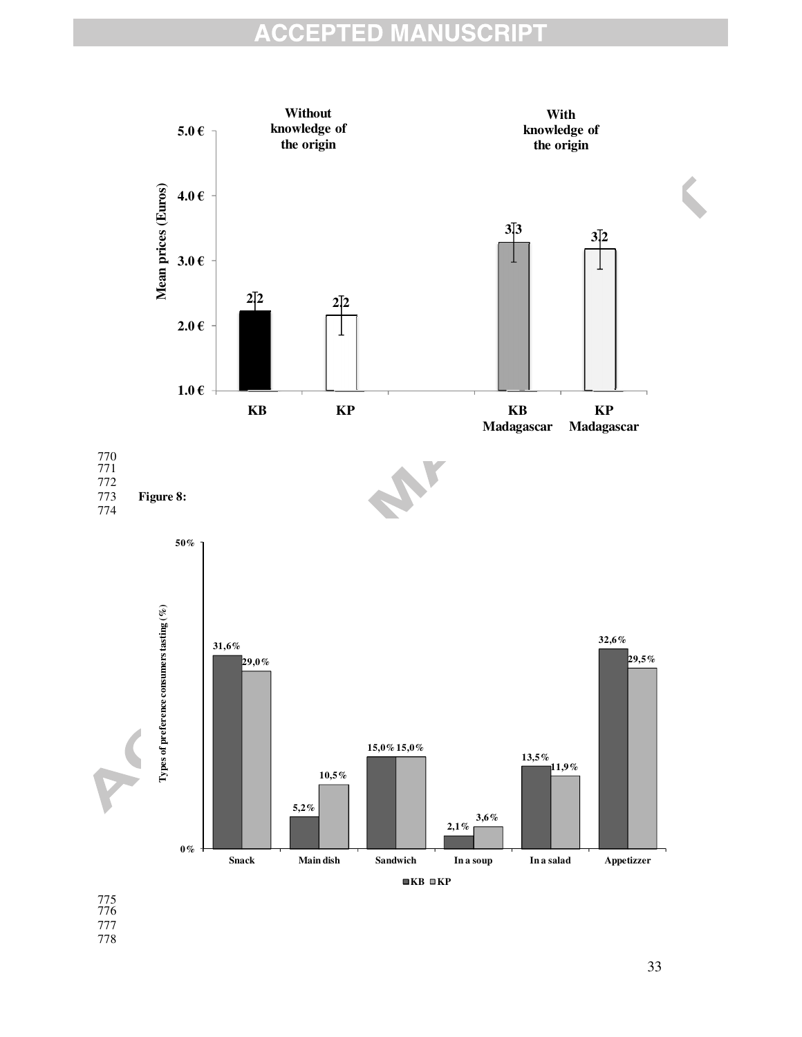Figure 8: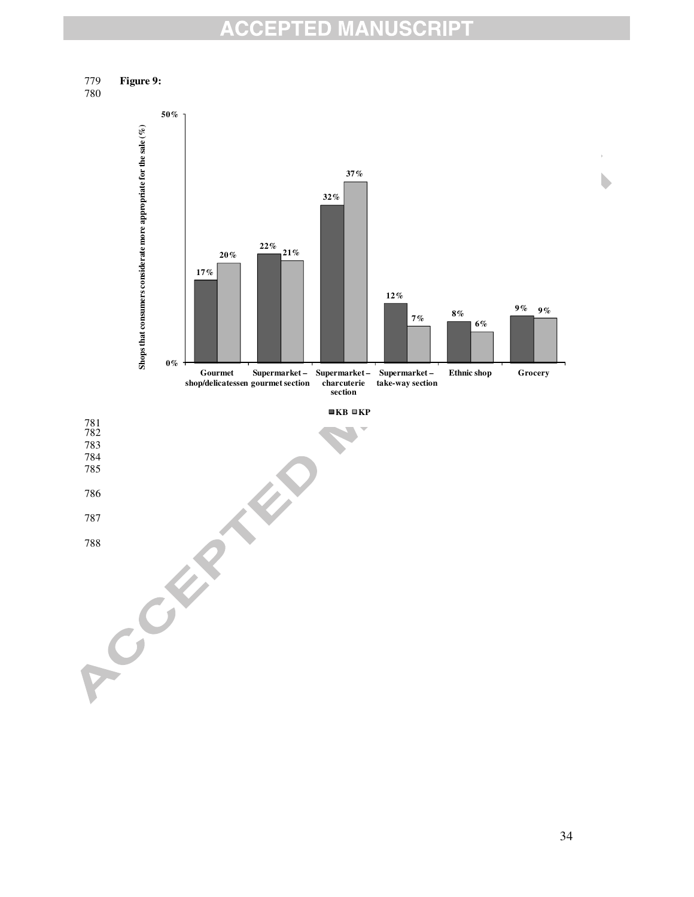**Figure 9:**

| | Gourmet shop/delicatessen | Supermarket – gourmet section | Supermarket – charcuterie section | Supermarket – take-way section | Ethnic shop | Grocery |
|---|---|---|---|---|---|---|
| KB | 17% | 22% | 32% | 12% | 8% | 9% |
| KP | 20% | 21% | 37% | 7% | 6% | 9% |

Shops that consumers considerate more appropriate for the sale (%)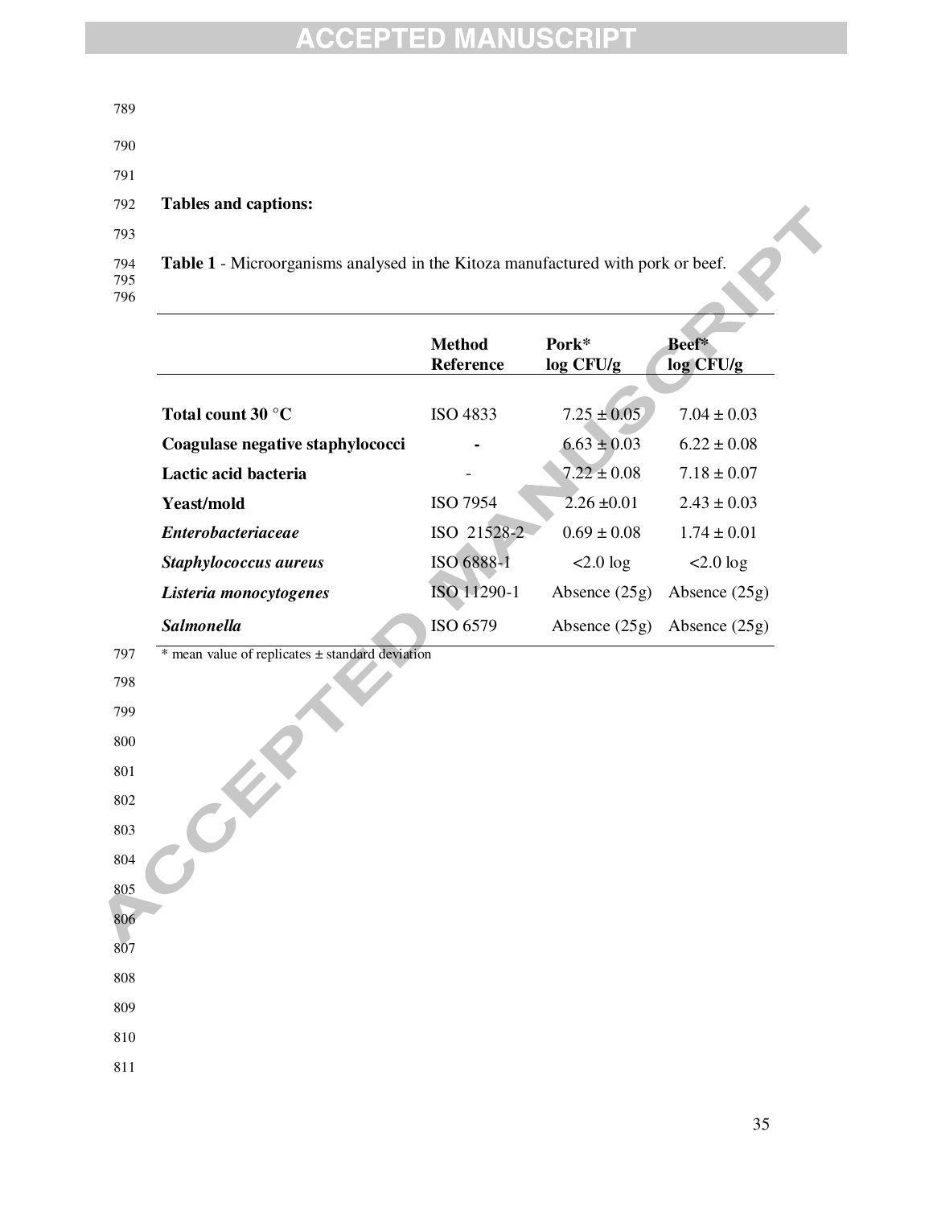**Tables and captions:**

**Table 1** - Microorganisms analysed in the Kitoza manufactured with pork or beef.

| | Method Reference | Pork* log CFU/g | Beef* log CFU/g |
|---|---|---|---|
| **Total count 30 °C** | ISO 4833 | 7.25 ± 0.05 | 7.04 ± 0.03 |
| **Coagulase negative staphylococci** | - | 6.63 ± 0.03 | 6.22 ± 0.08 |
| **Lactic acid bacteria** | - | 7.22 ± 0.08 | 7.18 ± 0.07 |
| **Yeast/mold** | ISO 7954 | 2.26 ±0.01 | 2.43 ± 0.03 |
| ***Enterobacteriaceae*** | ISO 21528-2 | 0.69 ± 0.08 | 1.74 ± 0.01 |
| ***Staphylococcus aureus*** | ISO 6888-1 | <2.0 log | <2.0 log |
| ***Listeria monocytogenes*** | ISO 11290-1 | Absence (25g) | Absence (25g) |
| ***Salmonella*** | ISO 6579 | Absence (25g) | Absence (25g) |

\* mean value of replicates ± standard deviation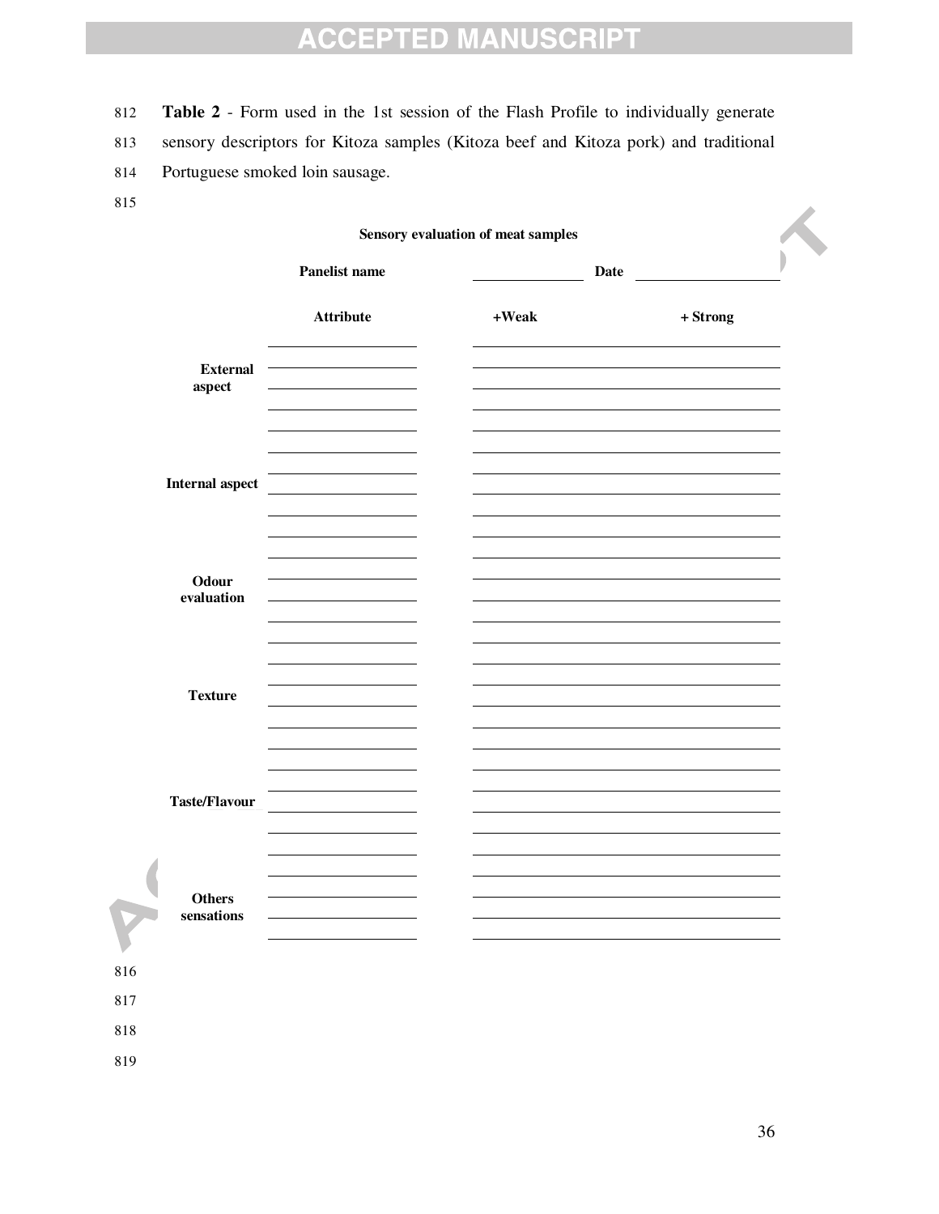**Table 2** - Form used in the 1st session of the Flash Profile to individually generate sensory descriptors for Kitoza samples (Kitoza beef and Kitoza pork) and traditional Portuguese smoked loin sausage.

**Sensory evaluation of meat samples**

**Panelist name** ____________ **Date** ____________

| | **Attribute** | **+Weak** | **+ Strong** |
|---|---|---|---|
| **External aspect** | | | |
| | | | |
| | | | |
| | | | |
| | | | |
| **Internal aspect** | | | |
| | | | |
| | | | |
| | | | |
| | | | |
| **Odour evaluation** | | | |
| | | | |
| | | | |
| | | | |
| | | | |
| **Texture** | | | |
| | | | |
| | | | |
| | | | |
| | | | |
| **Taste/Flavour** | | | |
| | | | |
| | | | |
| | | | |
| | | | |
| **Others sensations** | | | |
| | | | |
| | | | |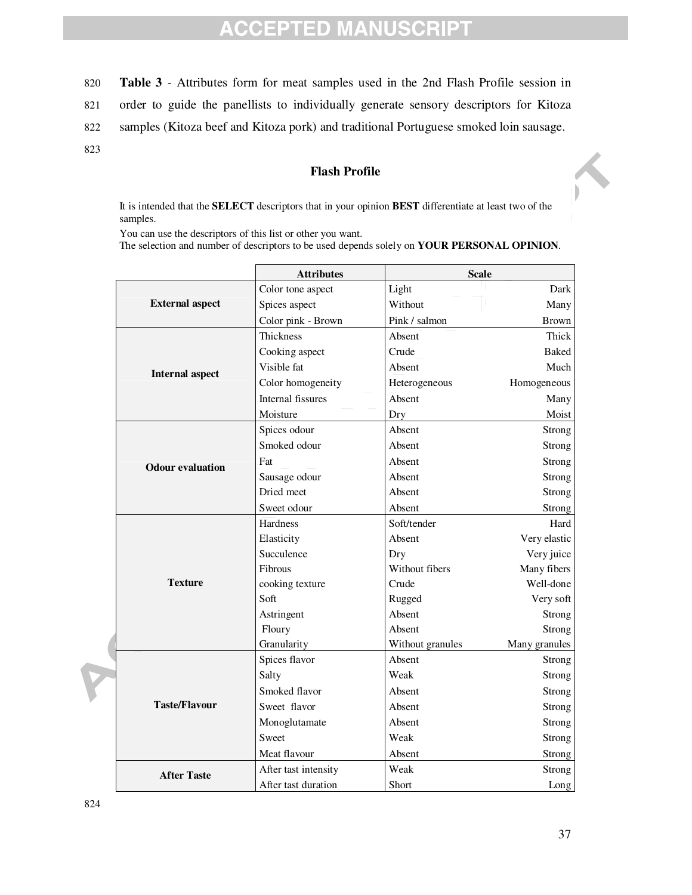**Table 3** - Attributes form for meat samples used in the 2nd Flash Profile session in order to guide the panellists to individually generate sensory descriptors for Kitoza samples (Kitoza beef and Kitoza pork) and traditional Portuguese smoked loin sausage.

**Flash Profile**

It is intended that the **SELECT** descriptors that in your opinion **BEST** differentiate at least two of the samples.
You can use the descriptors of this list or other you want.
The selection and number of descriptors to be used depends solely on **YOUR PERSONAL OPINION**.

| | Attributes | Scale | |
|---|---|---|---|
| **External aspect** | Color tone aspect | Light | Dark |
| | Spices aspect | Without | Many |
| | Color pink - Brown | Pink / salmon | Brown |
| **Internal aspect** | Thickness | Absent | Thick |
| | Cooking aspect | Crude | Baked |
| | Visible fat | Absent | Much |
| | Color homogeneity | Heterogeneous | Homogeneous |
| | Internal fissures | Absent | Many |
| | Moisture | Dry | Moist |
| **Odour evaluation** | Spices odour | Absent | Strong |
| | Smoked odour | Absent | Strong |
| | Fat | Absent | Strong |
| | Sausage odour | Absent | Strong |
| | Dried meet | Absent | Strong |
| | Sweet odour | Absent | Strong |
| **Texture** | Hardness | Soft/tender | Hard |
| | Elasticity | Absent | Very elastic |
| | Succulence | Dry | Very juice |
| | Fibrous | Without fibers | Many fibers |
| | cooking texture | Crude | Well-done |
| | Soft | Rugged | Very soft |
| | Astringent | Absent | Strong |
| | Floury | Absent | Strong |
| | Granularity | Without granules | Many granules |
| **Taste/Flavour** | Spices flavor | Absent | Strong |
| | Salty | Weak | Strong |
| | Smoked flavor | Absent | Strong |
| | Sweet flavor | Absent | Strong |
| | Monoglutamate | Absent | Strong |
| | Sweet | Weak | Strong |
| | Meat flavour | Absent | Strong |
| **After Taste** | After tast intensity | Weak | Strong |
| | After tast duration | Short | Long |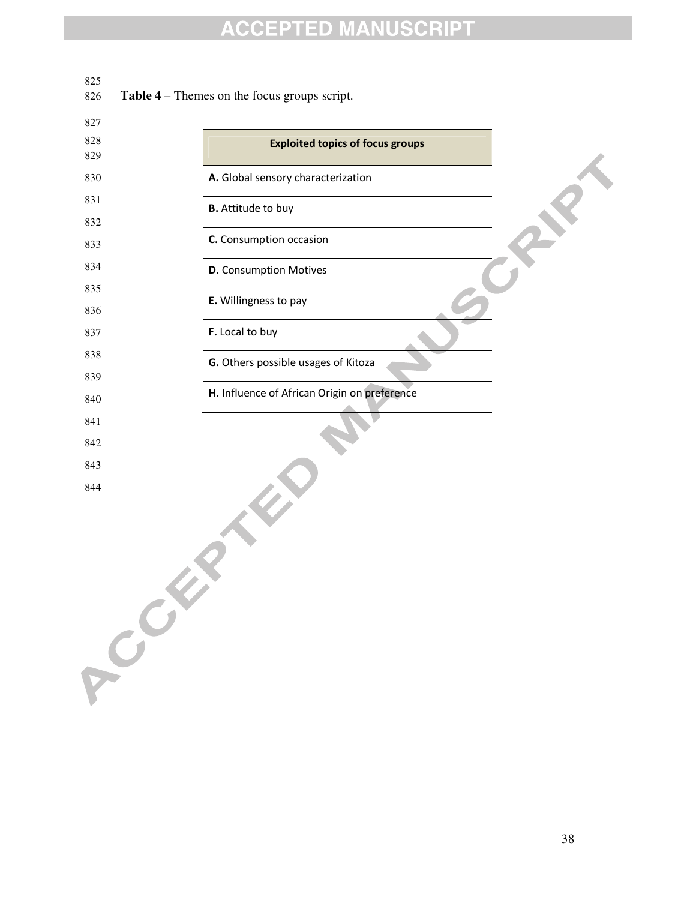**Table 4** – Themes on the focus groups script.

| Exploited topics of focus groups |
|---|
| **A.** Global sensory characterization |
| **B.** Attitude to buy |
| **C.** Consumption occasion |
| **D.** Consumption Motives |
| **E.** Willingness to pay |
| **F.** Local to buy |
| **G.** Others possible usages of Kitoza |
| **H.** Influence of African Origin on preference |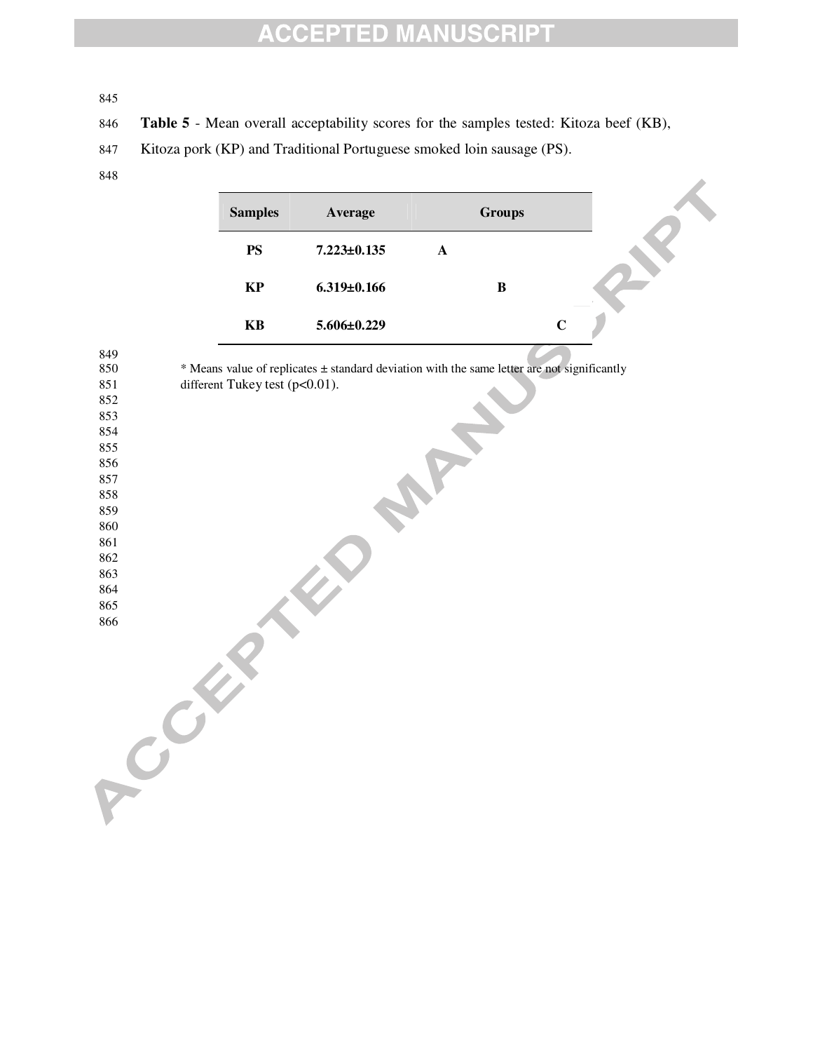**Table 5** - Mean overall acceptability scores for the samples tested: Kitoza beef (KB), Kitoza pork (KP) and Traditional Portuguese smoked loin sausage (PS).

| Samples | Average | Groups | | |
|---|---|---|---|---|
| **PS** | **7.223±0.135** | **A** | | |
| **KP** | **6.319±0.166** | | **B** | |
| **KB** | **5.606±0.229** | | | **C** |

* Means value of replicates ± standard deviation with the same letter are not significantly different Tukey test ($p<0.01$).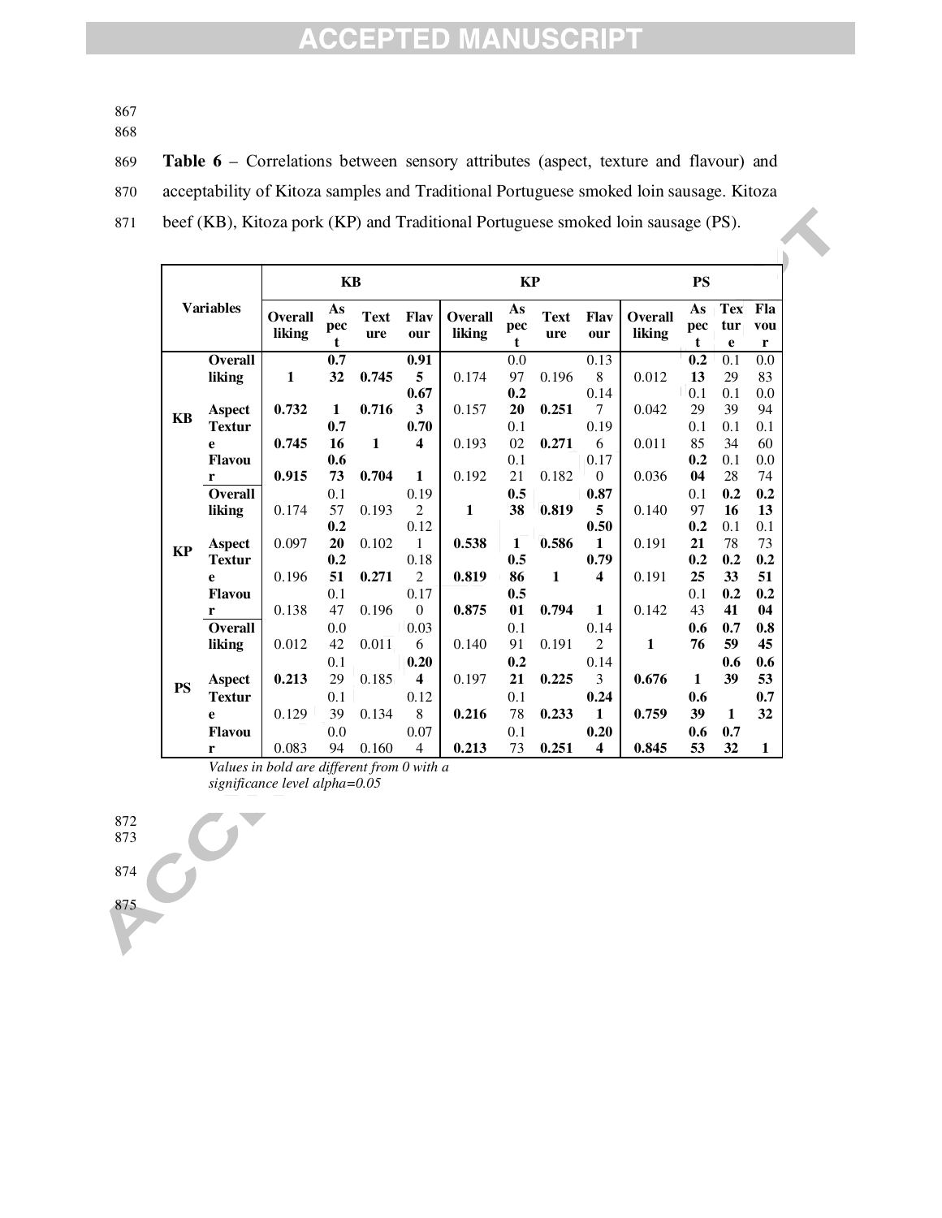**Table 6** – Correlations between sensory attributes (aspect, texture and flavour) and acceptability of Kitoza samples and Traditional Portuguese smoked loin sausage. Kitoza beef (KB), Kitoza pork (KP) and Traditional Portuguese smoked loin sausage (PS).

| Variables | | KB | | | | KP | | | | PS | | | |
|---|---|---|---|---|---|---|---|---|---|---|---|---|---|
| | | Overall liking | Aspect | Texture | Flavour | Overall liking | Aspect | Texture | Flavour | Overall liking | Aspect | Texture | Flavour |
| KB | Overall liking | 1 | **0.732** | **0.745** | **0.915** | 0.174 | 0.097 | 0.196 | 0.138 | 0.012 | **0.213** | 0.129 | 0.083 |
| | Aspect | **0.732** | 1 | **0.716** | **0.673** | 0.157 | **0.220** | **0.251** | 0.147 | 0.042 | 0.129 | 0.139 | 0.094 |
| | Texture | **0.745** | **0.716** | 1 | **0.704** | 0.193 | 0.102 | **0.271** | 0.196 | 0.011 | 0.185 | 0.134 | 0.160 |
| | Flavour | **0.915** | **0.673** | **0.704** | 1 | 0.192 | 0.121 | 0.182 | 0.170 | 0.036 | **0.204** | 0.128 | 0.074 |
| KP | Overall liking | 0.174 | 0.157 | 0.193 | 0.192 | 1 | **0.538** | **0.819** | **0.875** | 0.140 | 0.197 | **0.216** | **0.213** |
| | Aspect | 0.097 | **0.220** | 0.102 | 0.121 | **0.538** | 1 | **0.586** | **0.501** | 0.191 | **0.221** | 0.178 | 0.173 |
| | Texture | 0.196 | **0.251** | **0.271** | 0.182 | **0.819** | **0.586** | 1 | **0.794** | 0.191 | **0.225** | **0.233** | **0.251** |
| | Flavour | 0.138 | 0.147 | 0.196 | 0.170 | **0.875** | **0.501** | **0.794** | 1 | 0.142 | 0.143 | **0.241** | **0.204** |
| PS | Overall liking | 0.012 | 0.042 | 0.011 | 0.036 | 0.140 | 0.191 | 0.191 | 0.142 | 1 | **0.676** | **0.759** | **0.845** |
| | Aspect | **0.213** | 0.129 | 0.185 | **0.204** | 0.197 | **0.221** | **0.225** | 0.143 | **0.676** | 1 | **0.639** | **0.653** |
| | Texture | 0.129 | 0.139 | 0.134 | 0.128 | **0.216** | 0.178 | **0.233** | **0.241** | **0.759** | **0.639** | 1 | **0.732** |
| | Flavour | 0.083 | 0.094 | 0.160 | 0.074 | **0.213** | 0.173 | **0.251** | **0.204** | **0.845** | **0.653** | **0.732** | 1 |

*Values in bold are different from 0 with a significance level alpha=0.05*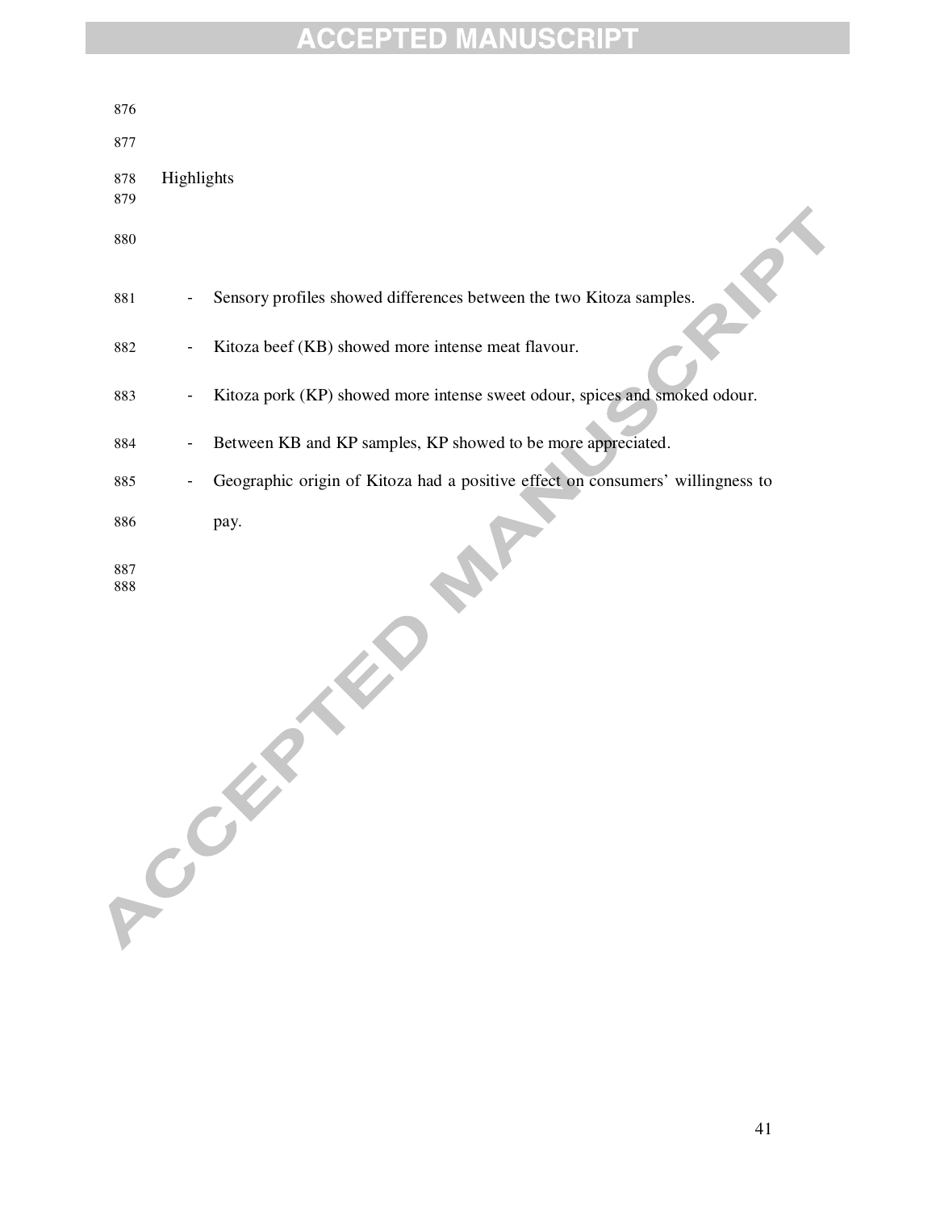Highlights

- Sensory profiles showed differences between the two Kitoza samples.
- Kitoza beef (KB) showed more intense meat flavour.
- Kitoza pork (KP) showed more intense sweet odour, spices and smoked odour.
- Between KB and KP samples, KP showed to be more appreciated.
- Geographic origin of Kitoza had a positive effect on consumers' willingness to pay.